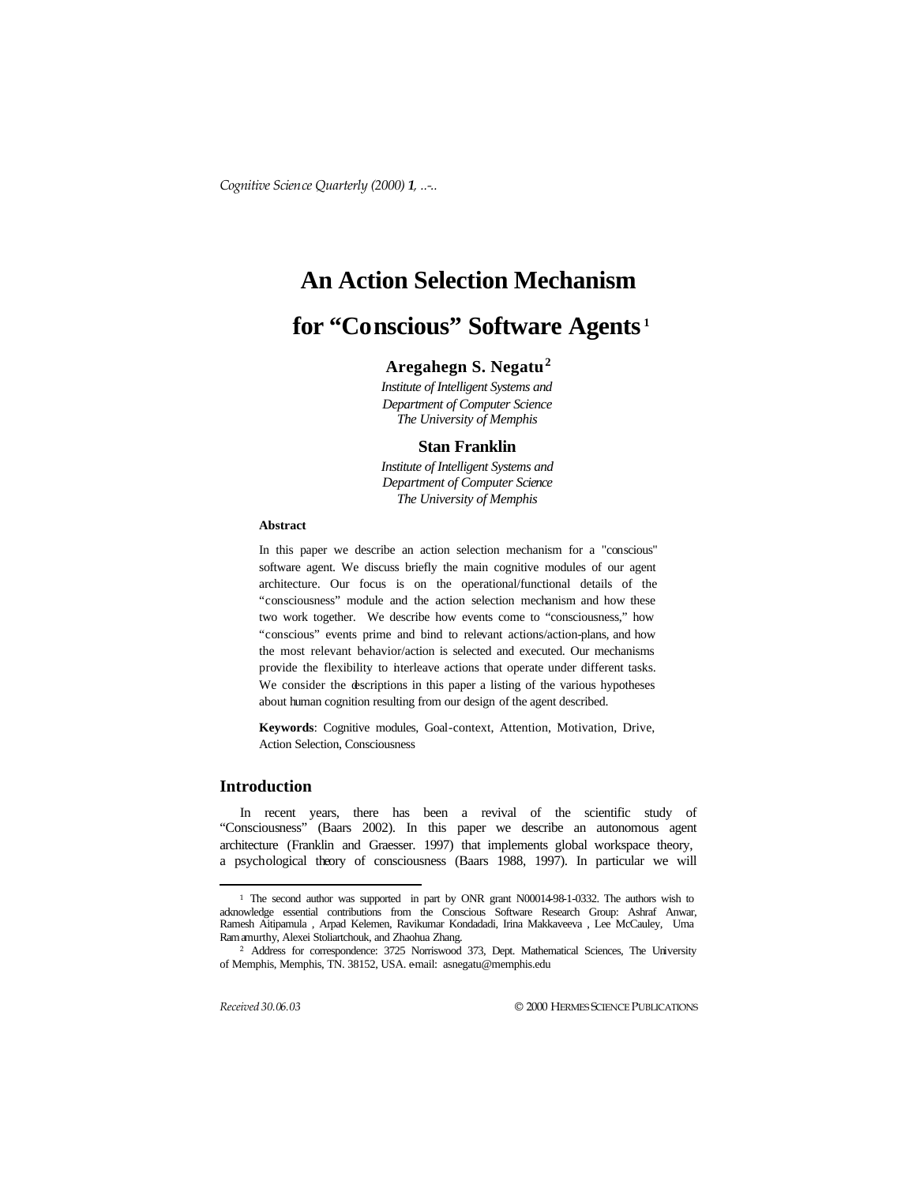# An Action Selection Mechanism for "Conscious" Software Agents[1]

**Aregahegn S. Negatu**[2]

*Institute of Intelligent Systems and*
*Department of Computer Science*
*The University of Memphis*

**Stan Franklin**

*Institute of Intelligent Systems and*
*Department of Computer Science*
*The University of Memphis*

**Abstract**

In this paper we describe an action selection mechanism for a "conscious" software agent. We discuss briefly the main cognitive modules of our agent architecture. Our focus is on the operational/functional details of the "consciousness" module and the action selection mechanism and how these two work together. We describe how events come to "consciousness," how "conscious" events prime and bind to relevant actions/action-plans, and how the most relevant behavior/action is selected and executed. Our mechanisms provide the flexibility to interleave actions that operate under different tasks. We consider the descriptions in this paper a listing of the various hypotheses about human cognition resulting from our design of the agent described.

**Keywords**: Cognitive modules, Goal-context, Attention, Motivation, Drive, Action Selection, Consciousness

## Introduction

In recent years, there has been a revival of the scientific study of "Consciousness" (Baars 2002). In this paper we describe an autonomous agent architecture (Franklin and Graesser. 1997) that implements global workspace theory, a psychological theory of consciousness (Baars 1988, 1997). In particular we will

---

[1] The second author was supported in part by ONR grant N00014-98-1-0332. The authors wish to acknowledge essential contributions from the Conscious Software Research Group: Ashraf Anwar, Ramesh Aitipamula , Arpad Kelemen, Ravikumar Kondadadi, Irina Makkaveeva , Lee McCauley, Uma Ramamurthy, Alexei Stoliartchouk, and Zhaohua Zhang.

[2] Address for correspondence: 3725 Norriswood 373, Dept. Mathematical Sciences, The University of Memphis, Memphis, TN. 38152, USA. e-mail: asnegatu@memphis.edu

*Received 30.06.03*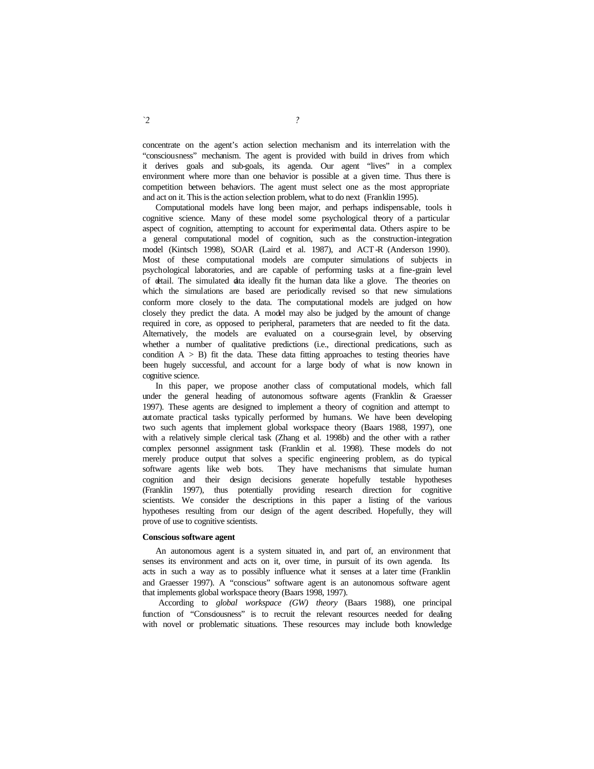concentrate on the agent's action selection mechanism and its interrelation with the "consciousness" mechanism. The agent is provided with build in drives from which it derives goals and sub-goals, its agenda. Our agent "lives" in a complex environment where more than one behavior is possible at a given time. Thus there is competition between behaviors. The agent must select one as the most appropriate and act on it. This is the action selection problem, what to do next (Franklin 1995).

Computational models have long been major, and perhaps indispensable, tools in cognitive science. Many of these model some psychological theory of a particular aspect of cognition, attempting to account for experimental data. Others aspire to be a general computational model of cognition, such as the construction-integration model (Kintsch 1998), SOAR (Laird et al. 1987), and ACT-R (Anderson 1990). Most of these computational models are computer simulations of subjects in psychological laboratories, and are capable of performing tasks at a fine-grain level of detail. The simulated data ideally fit the human data like a glove. The theories on which the simulations are based are periodically revised so that new simulations conform more closely to the data. The computational models are judged on how closely they predict the data. A model may also be judged by the amount of change required in core, as opposed to peripheral, parameters that are needed to fit the data. Alternatively, the models are evaluated on a course-grain level, by observing whether a number of qualitative predictions (i.e., directional predications, such as condition A > B) fit the data. These data fitting approaches to testing theories have been hugely successful, and account for a large body of what is now known in cognitive science.

In this paper, we propose another class of computational models, which fall under the general heading of autonomous software agents (Franklin & Graesser 1997). These agents are designed to implement a theory of cognition and attempt to automate practical tasks typically performed by humans. We have been developing two such agents that implement global workspace theory (Baars 1988, 1997), one with a relatively simple clerical task (Zhang et al. 1998b) and the other with a rather complex personnel assignment task (Franklin et al. 1998). These models do not merely produce output that solves a specific engineering problem, as do typical software agents like web bots. They have mechanisms that simulate human cognition and their design decisions generate hopefully testable hypotheses (Franklin 1997), thus potentially providing research direction for cognitive scientists. We consider the descriptions in this paper a listing of the various hypotheses resulting from our design of the agent described. Hopefully, they will prove of use to cognitive scientists.

**Conscious software agent**

An autonomous agent is a system situated in, and part of, an environment that senses its environment and acts on it, over time, in pursuit of its own agenda. Its acts in such a way as to possibly influence what it senses at a later time (Franklin and Graesser 1997). A "conscious" software agent is an autonomous software agent that implements global workspace theory (Baars 1998, 1997).

According to *global workspace (GW) theory* (Baars 1988), one principal function of "Consciousness" is to recruit the relevant resources needed for dealing with novel or problematic situations. These resources may include both knowledge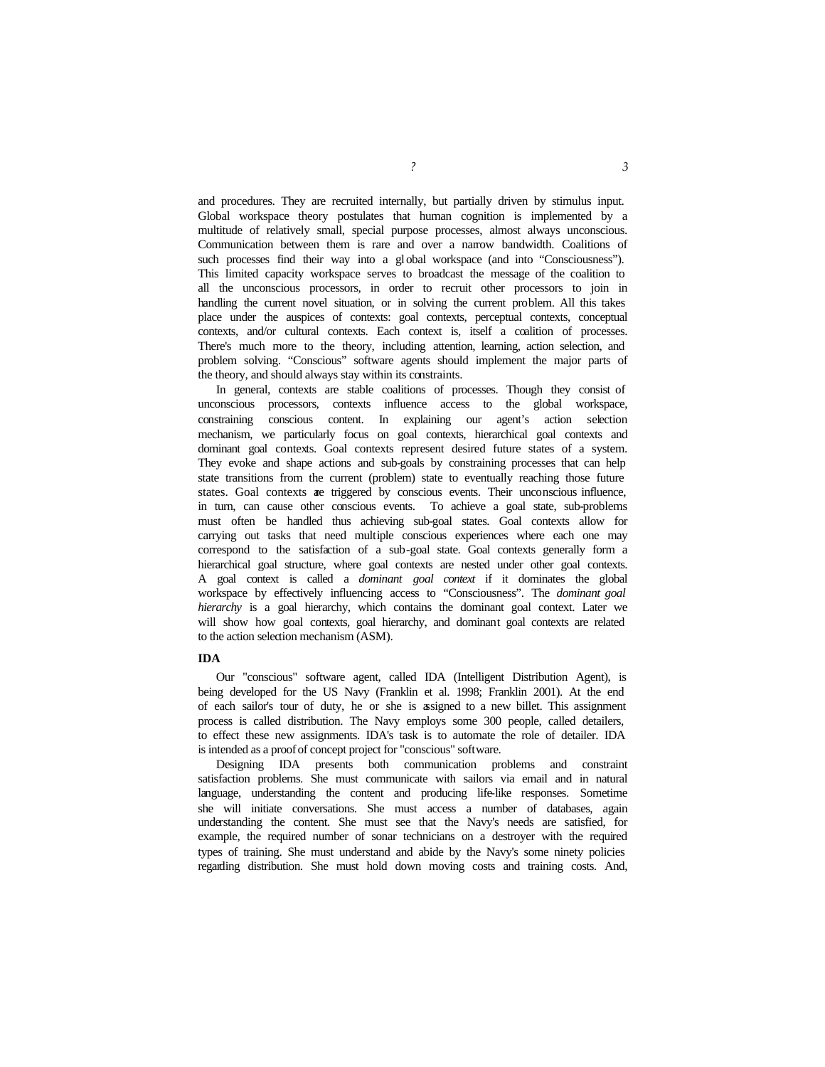and procedures. They are recruited internally, but partially driven by stimulus input. Global workspace theory postulates that human cognition is implemented by a multitude of relatively small, special purpose processes, almost always unconscious. Communication between them is rare and over a narrow bandwidth. Coalitions of such processes find their way into a global workspace (and into "Consciousness"). This limited capacity workspace serves to broadcast the message of the coalition to all the unconscious processors, in order to recruit other processors to join in handling the current novel situation, or in solving the current problem. All this takes place under the auspices of contexts: goal contexts, perceptual contexts, conceptual contexts, and/or cultural contexts. Each context is, itself a coalition of processes. There's much more to the theory, including attention, learning, action selection, and problem solving. "Conscious" software agents should implement the major parts of the theory, and should always stay within its constraints.

In general, contexts are stable coalitions of processes. Though they consist of unconscious processors, contexts influence access to the global workspace, constraining conscious content. In explaining our agent's action selection mechanism, we particularly focus on goal contexts, hierarchical goal contexts and dominant goal contexts. Goal contexts represent desired future states of a system. They evoke and shape actions and sub-goals by constraining processes that can help state transitions from the current (problem) state to eventually reaching those future states. Goal contexts are triggered by conscious events. Their unconscious influence, in turn, can cause other conscious events. To achieve a goal state, sub-problems must often be handled thus achieving sub-goal states. Goal contexts allow for carrying out tasks that need multiple conscious experiences where each one may correspond to the satisfaction of a sub-goal state. Goal contexts generally form a hierarchical goal structure, where goal contexts are nested under other goal contexts. A goal context is called a *dominant goal context* if it dominates the global workspace by effectively influencing access to "Consciousness". The *dominant goal hierarchy* is a goal hierarchy, which contains the dominant goal context. Later we will show how goal contexts, goal hierarchy, and dominant goal contexts are related to the action selection mechanism (ASM).

**IDA**

Our "conscious" software agent, called IDA (Intelligent Distribution Agent), is being developed for the US Navy (Franklin et al. 1998; Franklin 2001). At the end of each sailor's tour of duty, he or she is assigned to a new billet. This assignment process is called distribution. The Navy employs some 300 people, called detailers, to effect these new assignments. IDA's task is to automate the role of detailer. IDA is intended as a proof of concept project for "conscious" software.

Designing IDA presents both communication problems and constraint satisfaction problems. She must communicate with sailors via email and in natural language, understanding the content and producing life-like responses. Sometime she will initiate conversations. She must access a number of databases, again understanding the content. She must see that the Navy's needs are satisfied, for example, the required number of sonar technicians on a destroyer with the required types of training. She must understand and abide by the Navy's some ninety policies regarding distribution. She must hold down moving costs and training costs. And,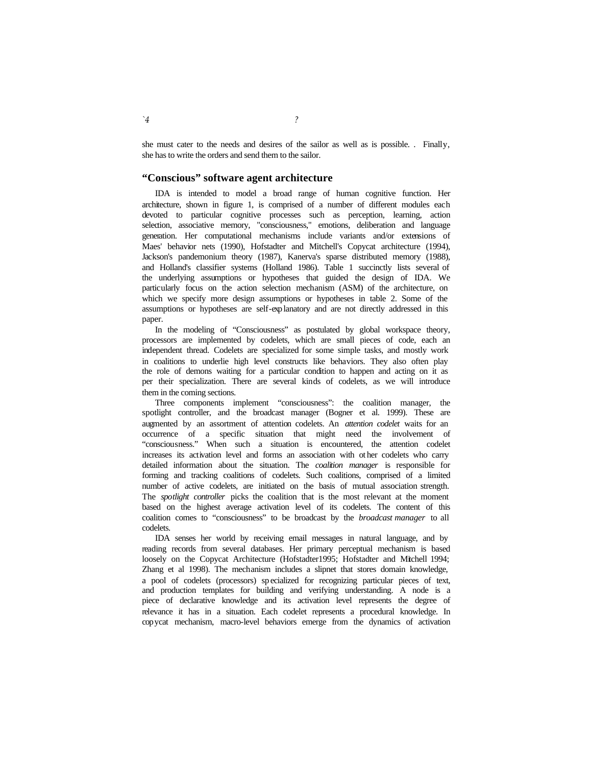she must cater to the needs and desires of the sailor as well as is possible. . Finally, she has to write the orders and send them to the sailor.

## “Conscious” software agent architecture

IDA is intended to model a broad range of human cognitive function. Her architecture, shown in figure 1, is comprised of a number of different modules each devoted to particular cognitive processes such as perception, learning, action selection, associative memory, "consciousness," emotions, deliberation and language generation. Her computational mechanisms include variants and/or extensions of Maes' behavior nets (1990), Hofstadter and Mitchell's Copycat architecture (1994), Jackson's pandemonium theory (1987), Kanerva's sparse distributed memory (1988), and Holland's classifier systems (Holland 1986). Table 1 succinctly lists several of the underlying assumptions or hypotheses that guided the design of IDA. We particularly focus on the action selection mechanism (ASM) of the architecture, on which we specify more design assumptions or hypotheses in table 2. Some of the assumptions or hypotheses are self-explanatory and are not directly addressed in this paper.

In the modeling of “Consciousness” as postulated by global workspace theory, processors are implemented by codelets, which are small pieces of code, each an independent thread. Codelets are specialized for some simple tasks, and mostly work in coalitions to underlie high level constructs like behaviors. They also often play the role of demons waiting for a particular condition to happen and acting on it as per their specialization. There are several kinds of codelets, as we will introduce them in the coming sections.

Three components implement “consciousness”: the coalition manager, the spotlight controller, and the broadcast manager (Bogner et al. 1999). These are augmented by an assortment of attention codelets. An *attention codelet* waits for an occurrence of a specific situation that might need the involvement of “consciousness.” When such a situation is encountered, the attention codelet increases its activation level and forms an association with other codelets who carry detailed information about the situation. The *coalition manager* is responsible for forming and tracking coalitions of codelets. Such coalitions, comprised of a limited number of active codelets, are initiated on the basis of mutual association strength. The *spotlight controller* picks the coalition that is the most relevant at the moment based on the highest average activation level of its codelets. The content of this coalition comes to “consciousness” to be broadcast by the *broadcast manager* to all codelets.

IDA senses her world by receiving email messages in natural language, and by reading records from several databases. Her primary perceptual mechanism is based loosely on the Copycat Architecture (Hofstadter1995; Hofstadter and Mitchell 1994; Zhang et al 1998). The mechanism includes a slipnet that stores domain knowledge, a pool of codelets (processors) specialized for recognizing particular pieces of text, and production templates for building and verifying understanding. A node is a piece of declarative knowledge and its activation level represents the degree of relevance it has in a situation. Each codelet represents a procedural knowledge. In copycat mechanism, macro-level behaviors emerge from the dynamics of activation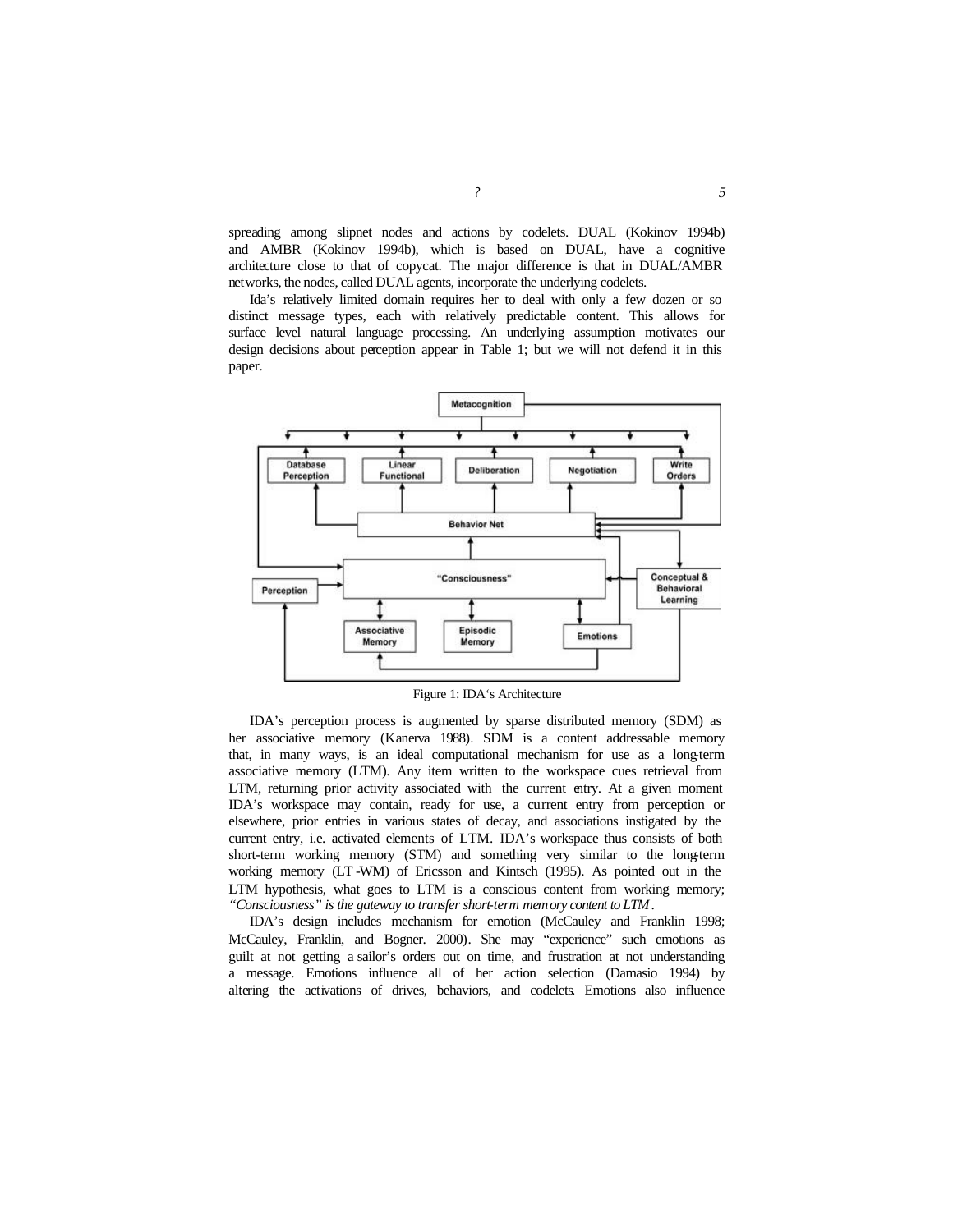spreading among slipnet nodes and actions by codelets. DUAL (Kokinov 1994b) and AMBR (Kokinov 1994b), which is based on DUAL, have a cognitive architecture close to that of copycat. The major difference is that in DUAL/AMBR networks, the nodes, called DUAL agents, incorporate the underlying codelets.

Ida's relatively limited domain requires her to deal with only a few dozen or so distinct message types, each with relatively predictable content. This allows for surface level natural language processing. An underlying assumption motivates our design decisions about perception appear in Table 1; but we will not defend it in this paper.

Figure 1: IDA's Architecture

IDA's perception process is augmented by sparse distributed memory (SDM) as her associative memory (Kanerva 1988). SDM is a content addressable memory that, in many ways, is an ideal computational mechanism for use as a long-term associative memory (LTM). Any item written to the workspace cues retrieval from LTM, returning prior activity associated with the current entry. At a given moment IDA's workspace may contain, ready for use, a current entry from perception or elsewhere, prior entries in various states of decay, and associations instigated by the current entry, i.e. activated elements of LTM. IDA's workspace thus consists of both short-term working memory (STM) and something very similar to the long-term working memory (LT-WM) of Ericsson and Kintsch (1995). As pointed out in the LTM hypothesis, what goes to LTM is a conscious content from working memory; *"Consciousness" is the gateway to transfer short-term memory content to LTM*.

IDA's design includes mechanism for emotion (McCauley and Franklin 1998; McCauley, Franklin, and Bogner. 2000). She may "experience" such emotions as guilt at not getting a sailor's orders out on time, and frustration at not understanding a message. Emotions influence all of her action selection (Damasio 1994) by altering the activations of drives, behaviors, and codelets. Emotions also influence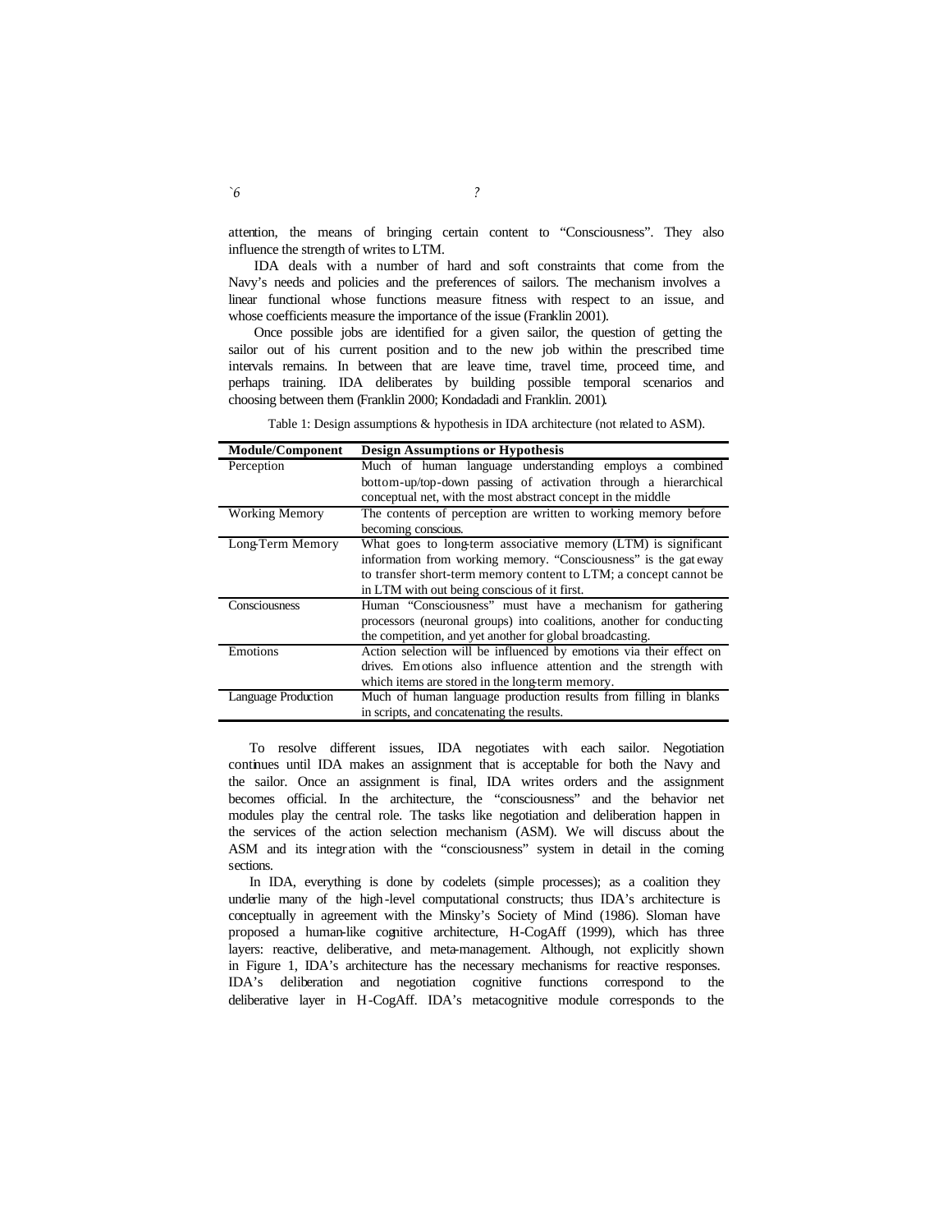attention, the means of bringing certain content to "Consciousness". They also influence the strength of writes to LTM.

IDA deals with a number of hard and soft constraints that come from the Navy's needs and policies and the preferences of sailors. The mechanism involves a linear functional whose functions measure fitness with respect to an issue, and whose coefficients measure the importance of the issue (Franklin 2001).

Once possible jobs are identified for a given sailor, the question of getting the sailor out of his current position and to the new job within the prescribed time intervals remains. In between that are leave time, travel time, proceed time, and perhaps training. IDA deliberates by building possible temporal scenarios and choosing between them (Franklin 2000; Kondadadi and Franklin. 2001).

Table 1: Design assumptions & hypothesis in IDA architecture (not related to ASM).

| Module/Component | Design Assumptions or Hypothesis |
|---|---|
| Perception | Much of human language understanding employs a combined bottom-up/top-down passing of activation through a hierarchical conceptual net, with the most abstract concept in the middle |
| Working Memory | The contents of perception are written to working memory before becoming conscious. |
| Long-Term Memory | What goes to long-term associative memory (LTM) is significant information from working memory. "Consciousness" is the gateway to transfer short-term memory content to LTM; a concept cannot be in LTM with out being conscious of it first. |
| Consciousness | Human "Consciousness" must have a mechanism for gathering processors (neuronal groups) into coalitions, another for conducting the competition, and yet another for global broadcasting. |
| Emotions | Action selection will be influenced by emotions via their effect on drives. Emotions also influence attention and the strength with which items are stored in the long-term memory. |
| Language Production | Much of human language production results from filling in blanks in scripts, and concatenating the results. |

To resolve different issues, IDA negotiates with each sailor. Negotiation continues until IDA makes an assignment that is acceptable for both the Navy and the sailor. Once an assignment is final, IDA writes orders and the assignment becomes official. In the architecture, the "consciousness" and the behavior net modules play the central role. The tasks like negotiation and deliberation happen in the services of the action selection mechanism (ASM). We will discuss about the ASM and its integration with the "consciousness" system in detail in the coming sections.

In IDA, everything is done by codelets (simple processes); as a coalition they underlie many of the high-level computational constructs; thus IDA's architecture is conceptually in agreement with the Minsky's Society of Mind (1986). Sloman have proposed a human-like cognitive architecture, H-CogAff (1999), which has three layers: reactive, deliberative, and meta-management. Although, not explicitly shown in Figure 1, IDA's architecture has the necessary mechanisms for reactive responses. IDA's deliberation and negotiation cognitive functions correspond to the deliberative layer in H-CogAff. IDA's metacognitive module corresponds to the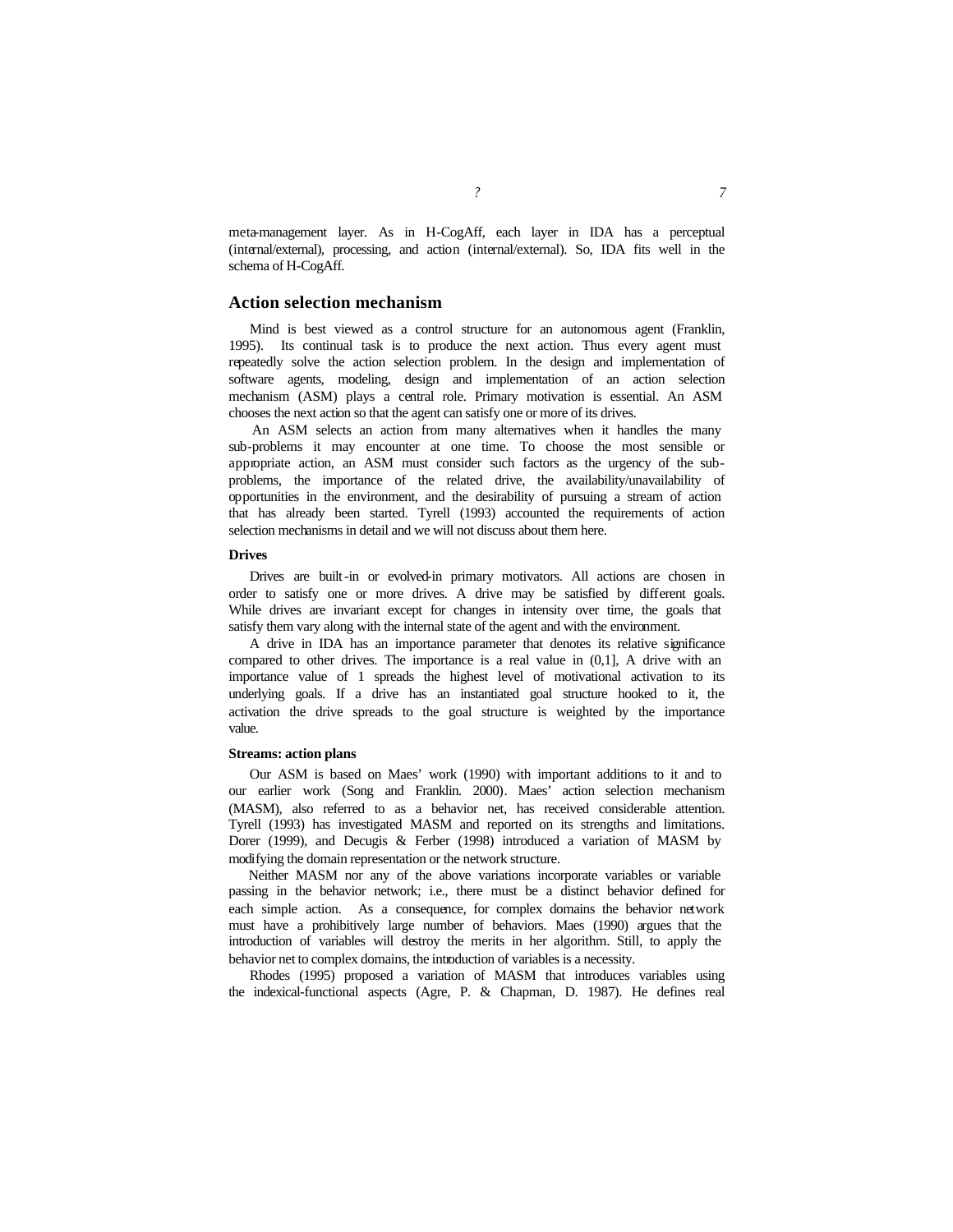meta-management layer. As in H-CogAff, each layer in IDA has a perceptual (internal/external), processing, and action (internal/external). So, IDA fits well in the schema of H-CogAff.

## Action selection mechanism

Mind is best viewed as a control structure for an autonomous agent (Franklin, 1995). Its continual task is to produce the next action. Thus every agent must repeatedly solve the action selection problem. In the design and implementation of software agents, modeling, design and implementation of an action selection mechanism (ASM) plays a central role. Primary motivation is essential. An ASM chooses the next action so that the agent can satisfy one or more of its drives.

An ASM selects an action from many alternatives when it handles the many sub-problems it may encounter at one time. To choose the most sensible or appropriate action, an ASM must consider such factors as the urgency of the sub-problems, the importance of the related drive, the availability/unavailability of opportunities in the environment, and the desirability of pursuing a stream of action that has already been started. Tyrell (1993) accounted the requirements of action selection mechanisms in detail and we will not discuss about them here.

### Drives

Drives are built-in or evolved-in primary motivators. All actions are chosen in order to satisfy one or more drives. A drive may be satisfied by different goals. While drives are invariant except for changes in intensity over time, the goals that satisfy them vary along with the internal state of the agent and with the environment.

A drive in IDA has an importance parameter that denotes its relative significance compared to other drives. The importance is a real value in (0,1], A drive with an importance value of 1 spreads the highest level of motivational activation to its underlying goals. If a drive has an instantiated goal structure hooked to it, the activation the drive spreads to the goal structure is weighted by the importance value.

### Streams: action plans

Our ASM is based on Maes' work (1990) with important additions to it and to our earlier work (Song and Franklin. 2000). Maes' action selection mechanism (MASM), also referred to as a behavior net, has received considerable attention. Tyrell (1993) has investigated MASM and reported on its strengths and limitations. Dorer (1999), and Decugis & Ferber (1998) introduced a variation of MASM by modifying the domain representation or the network structure.

Neither MASM nor any of the above variations incorporate variables or variable passing in the behavior network; i.e., there must be a distinct behavior defined for each simple action. As a consequence, for complex domains the behavior network must have a prohibitively large number of behaviors. Maes (1990) argues that the introduction of variables will destroy the merits in her algorithm. Still, to apply the behavior net to complex domains, the introduction of variables is a necessity.

Rhodes (1995) proposed a variation of MASM that introduces variables using the indexical-functional aspects (Agre, P. & Chapman, D. 1987). He defines real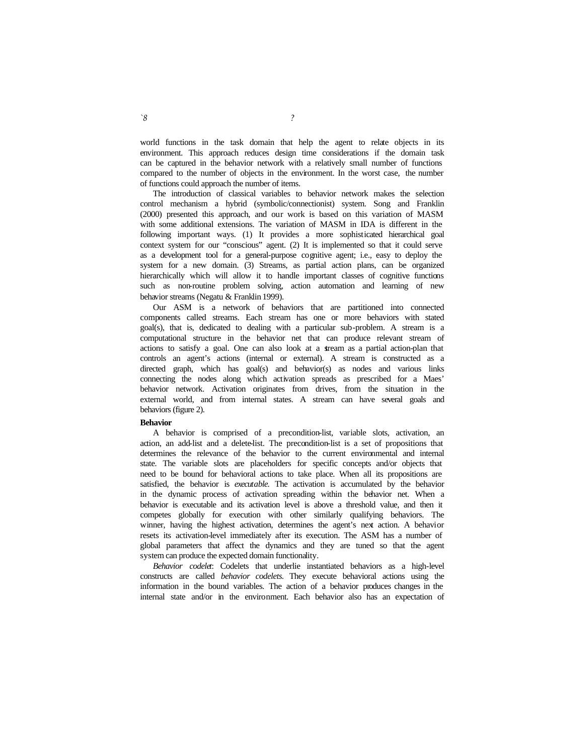world functions in the task domain that help the agent to relate objects in its environment. This approach reduces design time considerations if the domain task can be captured in the behavior network with a relatively small number of functions compared to the number of objects in the environment. In the worst case, the number of functions could approach the number of items.

The introduction of classical variables to behavior network makes the selection control mechanism a hybrid (symbolic/connectionist) system. Song and Franklin (2000) presented this approach, and our work is based on this variation of MASM with some additional extensions. The variation of MASM in IDA is different in the following important ways. (1) It provides a more sophisticated hierarchical goal context system for our "conscious" agent. (2) It is implemented so that it could serve as a development tool for a general-purpose cognitive agent; i.e., easy to deploy the system for a new domain. (3) Streams, as partial action plans, can be organized hierarchically which will allow it to handle important classes of cognitive functions such as non-routine problem solving, action automation and learning of new behavior streams (Negatu & Franklin 1999).

Our ASM is a network of behaviors that are partitioned into connected components called streams. Each stream has one or more behaviors with stated goal(s), that is, dedicated to dealing with a particular sub-problem. A stream is a computational structure in the behavior net that can produce relevant stream of actions to satisfy a goal. One can also look at a stream as a partial action-plan that controls an agent's actions (internal or external). A stream is constructed as a directed graph, which has goal(s) and behavior(s) as nodes and various links connecting the nodes along which activation spreads as prescribed for a Maes' behavior network. Activation originates from drives, from the situation in the external world, and from internal states. A stream can have several goals and behaviors (figure 2).

**Behavior**

A behavior is comprised of a precondition-list, variable slots, activation, an action, an add-list and a delete-list. The precondition-list is a set of propositions that determines the relevance of the behavior to the current environmental and internal state. The variable slots are placeholders for specific concepts and/or objects that need to be bound for behavioral actions to take place. When all its propositions are satisfied, the behavior is *executable*. The activation is accumulated by the behavior in the dynamic process of activation spreading within the behavior net. When a behavior is executable and its activation level is above a threshold value, and then it competes globally for execution with other similarly qualifying behaviors. The winner, having the highest activation, determines the agent's next action. A behavior resets its activation-level immediately after its execution. The ASM has a number of global parameters that affect the dynamics and they are tuned so that the agent system can produce the expected domain functionality.

*Behavior codelet*: Codelets that underlie instantiated behaviors as a high-level constructs are called *behavior codelets*. They execute behavioral actions using the information in the bound variables. The action of a behavior produces changes in the internal state and/or in the environment. Each behavior also has an expectation of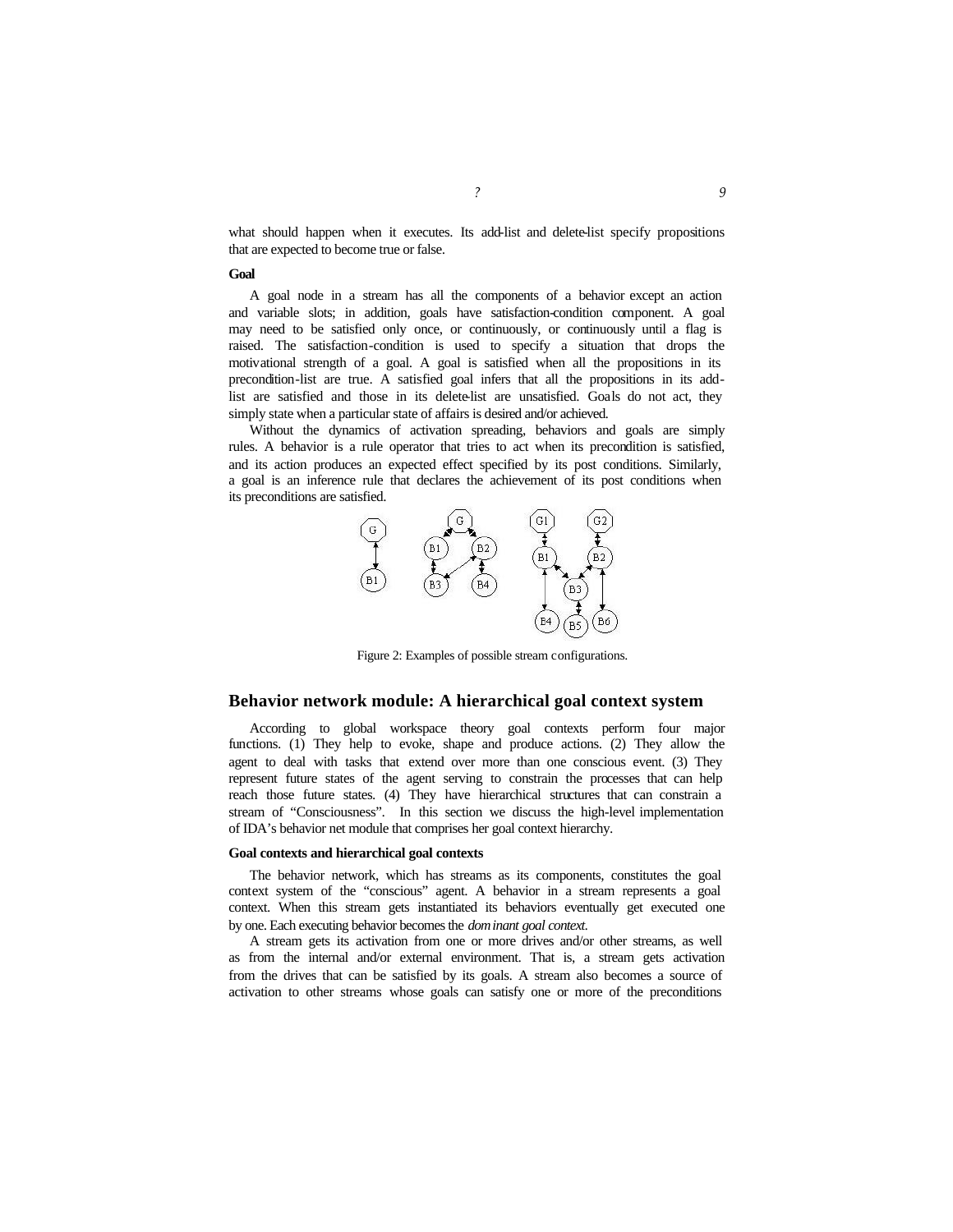what should happen when it executes. Its add-list and delete-list specify propositions that are expected to become true or false.

**Goal**

A goal node in a stream has all the components of a behavior except an action and variable slots; in addition, goals have satisfaction-condition component. A goal may need to be satisfied only once, or continuously, or continuously until a flag is raised. The satisfaction-condition is used to specify a situation that drops the motivational strength of a goal. A goal is satisfied when all the propositions in its precondition-list are true. A satisfied goal infers that all the propositions in its add-list are satisfied and those in its delete-list are unsatisfied. Goals do not act, they simply state when a particular state of affairs is desired and/or achieved.

Without the dynamics of activation spreading, behaviors and goals are simply rules. A behavior is a rule operator that tries to act when its precondition is satisfied, and its action produces an expected effect specified by its post conditions. Similarly, a goal is an inference rule that declares the achievement of its post conditions when its preconditions are satisfied.

Figure 2: Examples of possible stream configurations.

## Behavior network module: A hierarchical goal context system

According to global workspace theory goal contexts perform four major functions. (1) They help to evoke, shape and produce actions. (2) They allow the agent to deal with tasks that extend over more than one conscious event. (3) They represent future states of the agent serving to constrain the processes that can help reach those future states. (4) They have hierarchical structures that can constrain a stream of "Consciousness". In this section we discuss the high-level implementation of IDA's behavior net module that comprises her goal context hierarchy.

**Goal contexts and hierarchical goal contexts**

The behavior network, which has streams as its components, constitutes the goal context system of the "conscious" agent. A behavior in a stream represents a goal context. When this stream gets instantiated its behaviors eventually get executed one by one. Each executing behavior becomes the *dominant goal context*.

A stream gets its activation from one or more drives and/or other streams, as well as from the internal and/or external environment. That is, a stream gets activation from the drives that can be satisfied by its goals. A stream also becomes a source of activation to other streams whose goals can satisfy one or more of the preconditions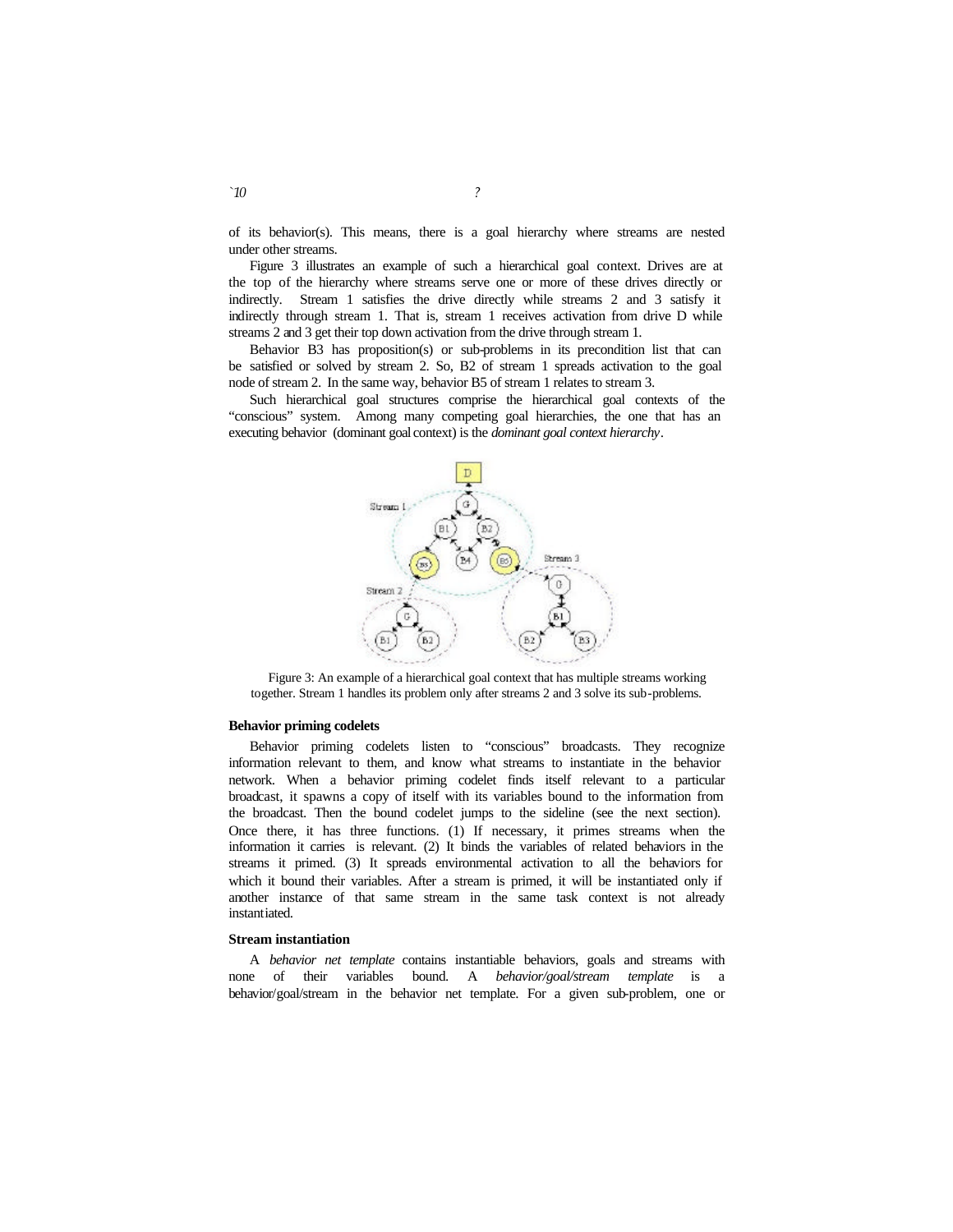of its behavior(s). This means, there is a goal hierarchy where streams are nested under other streams.

Figure 3 illustrates an example of such a hierarchical goal context. Drives are at the top of the hierarchy where streams serve one or more of these drives directly or indirectly. Stream 1 satisfies the drive directly while streams 2 and 3 satisfy it indirectly through stream 1. That is, stream 1 receives activation from drive D while streams 2 and 3 get their top down activation from the drive through stream 1.

Behavior B3 has proposition(s) or sub-problems in its precondition list that can be satisfied or solved by stream 2. So, B2 of stream 1 spreads activation to the goal node of stream 2. In the same way, behavior B5 of stream 1 relates to stream 3.

Such hierarchical goal structures comprise the hierarchical goal contexts of the "conscious" system. Among many competing goal hierarchies, the one that has an executing behavior (dominant goal context) is the *dominant goal context hierarchy*.

Figure 3: An example of a hierarchical goal context that has multiple streams working together. Stream 1 handles its problem only after streams 2 and 3 solve its sub-problems.

**Behavior priming codelets**

Behavior priming codelets listen to "conscious" broadcasts. They recognize information relevant to them, and know what streams to instantiate in the behavior network. When a behavior priming codelet finds itself relevant to a particular broadcast, it spawns a copy of itself with its variables bound to the information from the broadcast. Then the bound codelet jumps to the sideline (see the next section). Once there, it has three functions. (1) If necessary, it primes streams when the information it carries is relevant. (2) It binds the variables of related behaviors in the streams it primed. (3) It spreads environmental activation to all the behaviors for which it bound their variables. After a stream is primed, it will be instantiated only if another instance of that same stream in the same task context is not already instantiated.

**Stream instantiation**

A *behavior net template* contains instantiable behaviors, goals and streams with none of their variables bound. A *behavior/goal/stream template* is a behavior/goal/stream in the behavior net template. For a given sub-problem, one or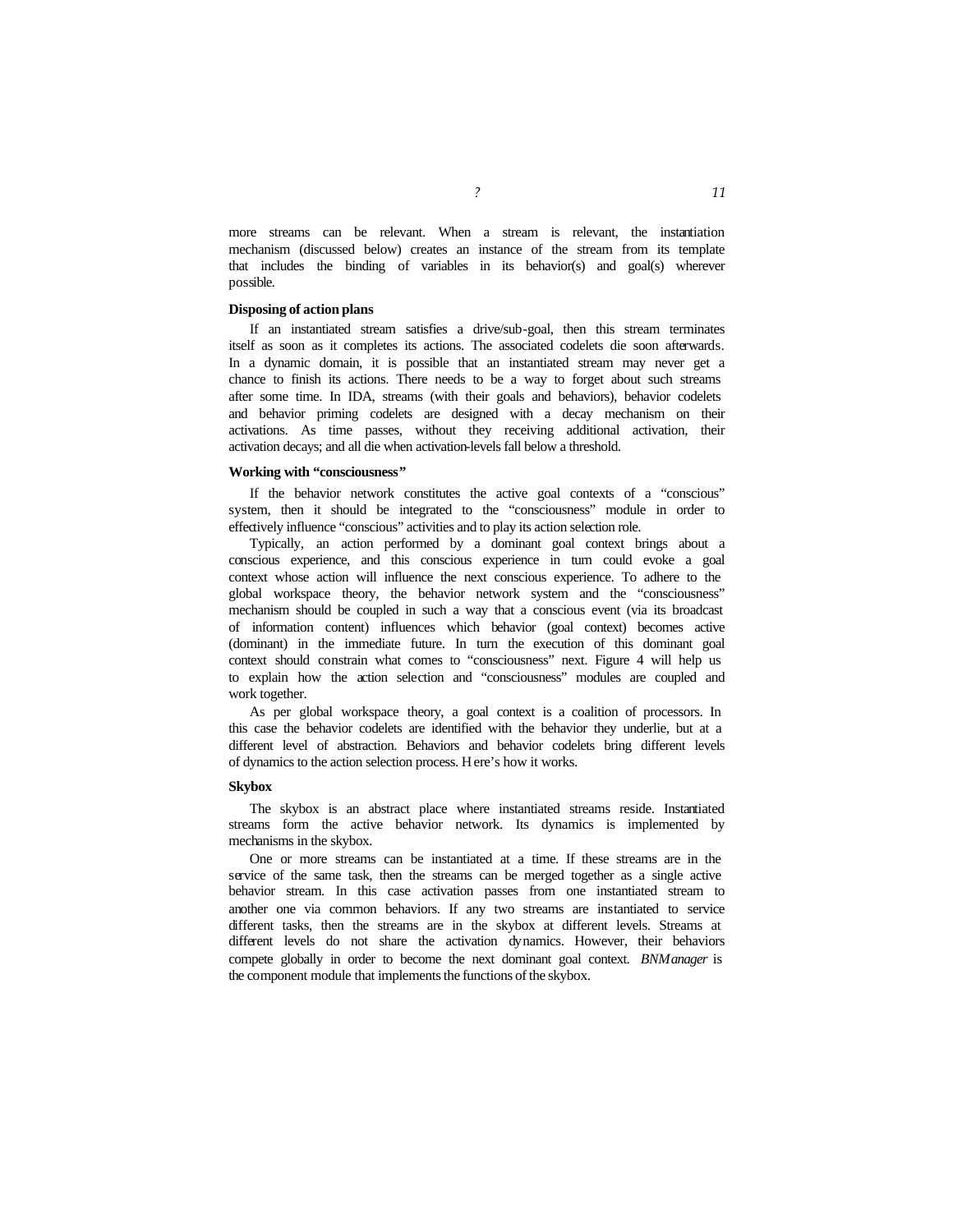more streams can be relevant. When a stream is relevant, the instantiation mechanism (discussed below) creates an instance of the stream from its template that includes the binding of variables in its behavior(s) and goal(s) wherever possible.

**Disposing of action plans**

If an instantiated stream satisfies a drive/sub-goal, then this stream terminates itself as soon as it completes its actions. The associated codelets die soon afterwards. In a dynamic domain, it is possible that an instantiated stream may never get a chance to finish its actions. There needs to be a way to forget about such streams after some time. In IDA, streams (with their goals and behaviors), behavior codelets and behavior priming codelets are designed with a decay mechanism on their activations. As time passes, without they receiving additional activation, their activation decays; and all die when activation-levels fall below a threshold.

**Working with "consciousness"**

If the behavior network constitutes the active goal contexts of a "conscious" system, then it should be integrated to the "consciousness" module in order to effectively influence "conscious" activities and to play its action selection role.

Typically, an action performed by a dominant goal context brings about a conscious experience, and this conscious experience in turn could evoke a goal context whose action will influence the next conscious experience. To adhere to the global workspace theory, the behavior network system and the "consciousness" mechanism should be coupled in such a way that a conscious event (via its broadcast of information content) influences which behavior (goal context) becomes active (dominant) in the immediate future. In turn the execution of this dominant goal context should constrain what comes to "consciousness" next. Figure 4 will help us to explain how the action selection and "consciousness" modules are coupled and work together.

As per global workspace theory, a goal context is a coalition of processors. In this case the behavior codelets are identified with the behavior they underlie, but at a different level of abstraction. Behaviors and behavior codelets bring different levels of dynamics to the action selection process. Here's how it works.

**Skybox**

The skybox is an abstract place where instantiated streams reside. Instantiated streams form the active behavior network. Its dynamics is implemented by mechanisms in the skybox.

One or more streams can be instantiated at a time. If these streams are in the service of the same task, then the streams can be merged together as a single active behavior stream. In this case activation passes from one instantiated stream to another one via common behaviors. If any two streams are instantiated to service different tasks, then the streams are in the skybox at different levels. Streams at different levels do not share the activation dynamics. However, their behaviors compete globally in order to become the next dominant goal context. *BNManager* is the component module that implements the functions of the skybox.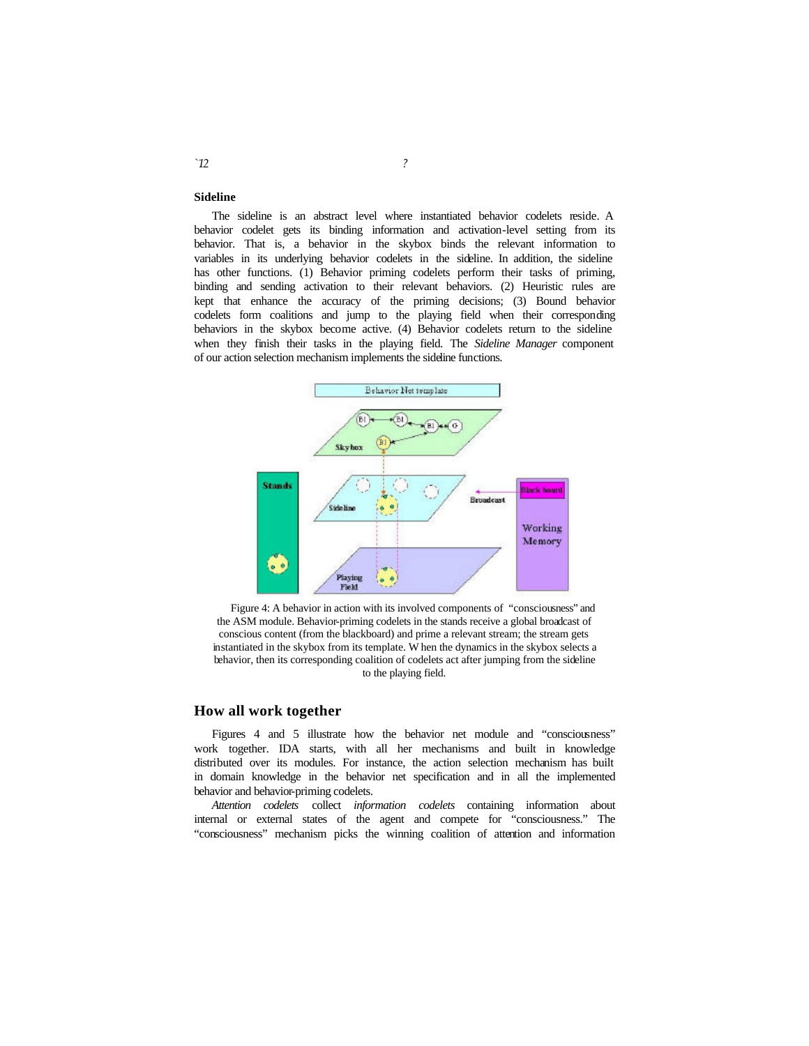### Sideline

The sideline is an abstract level where instantiated behavior codelets reside. A behavior codelet gets its binding information and activation-level setting from its behavior. That is, a behavior in the skybox binds the relevant information to variables in its underlying behavior codelets in the sideline. In addition, the sideline has other functions. (1) Behavior priming codelets perform their tasks of priming, binding and sending activation to their relevant behaviors. (2) Heuristic rules are kept that enhance the accuracy of the priming decisions; (3) Bound behavior codelets form coalitions and jump to the playing field when their corresponding behaviors in the skybox become active. (4) Behavior codelets return to the sideline when they finish their tasks in the playing field. The *Sideline Manager* component of our action selection mechanism implements the sideline functions.

Figure 4: A behavior in action with its involved components of "consciousness" and the ASM module. Behavior-priming codelets in the stands receive a global broadcast of conscious content (from the blackboard) and prime a relevant stream; the stream gets instantiated in the skybox from its template. When the dynamics in the skybox selects a behavior, then its corresponding coalition of codelets act after jumping from the sideline to the playing field.

## How all work together

Figures 4 and 5 illustrate how the behavior net module and "consciousness" work together. IDA starts, with all her mechanisms and built in knowledge distributed over its modules. For instance, the action selection mechanism has built in domain knowledge in the behavior net specification and in all the implemented behavior and behavior-priming codelets.

*Attention codelets* collect *information codelets* containing information about internal or external states of the agent and compete for "consciousness." The "consciousness" mechanism picks the winning coalition of attention and information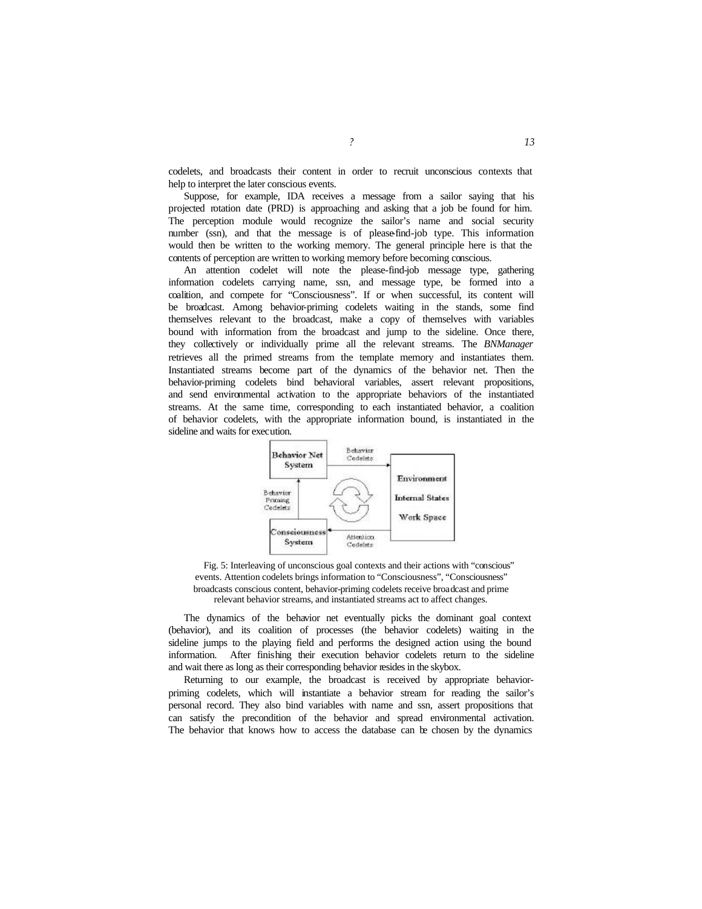codelets, and broadcasts their content in order to recruit unconscious contexts that help to interpret the later conscious events.

Suppose, for example, IDA receives a message from a sailor saying that his projected rotation date (PRD) is approaching and asking that a job be found for him. The perception module would recognize the sailor's name and social security number (ssn), and that the message is of please-find-job type. This information would then be written to the working memory. The general principle here is that the contents of perception are written to working memory before becoming conscious.

An attention codelet will note the please-find-job message type, gathering information codelets carrying name, ssn, and message type, be formed into a coalition, and compete for "Consciousness". If or when successful, its content will be broadcast. Among behavior-priming codelets waiting in the stands, some find themselves relevant to the broadcast, make a copy of themselves with variables bound with information from the broadcast and jump to the sideline. Once there, they collectively or individually prime all the relevant streams. The *BNManager* retrieves all the primed streams from the template memory and instantiates them. Instantiated streams become part of the dynamics of the behavior net. Then the behavior-priming codelets bind behavioral variables, assert relevant propositions, and send environmental activation to the appropriate behaviors of the instantiated streams. At the same time, corresponding to each instantiated behavior, a coalition of behavior codelets, with the appropriate information bound, is instantiated in the sideline and waits for execution.

Fig. 5: Interleaving of unconscious goal contexts and their actions with "conscious" events. Attention codelets brings information to "Consciousness", "Consciousness" broadcasts conscious content, behavior-priming codelets receive broadcast and prime relevant behavior streams, and instantiated streams act to affect changes.

The dynamics of the behavior net eventually picks the dominant goal context (behavior), and its coalition of processes (the behavior codelets) waiting in the sideline jumps to the playing field and performs the designed action using the bound information. After finishing their execution behavior codelets return to the sideline and wait there as long as their corresponding behavior resides in the skybox.

Returning to our example, the broadcast is received by appropriate behavior-priming codelets, which will instantiate a behavior stream for reading the sailor's personal record. They also bind variables with name and ssn, assert propositions that can satisfy the precondition of the behavior and spread environmental activation. The behavior that knows how to access the database can be chosen by the dynamics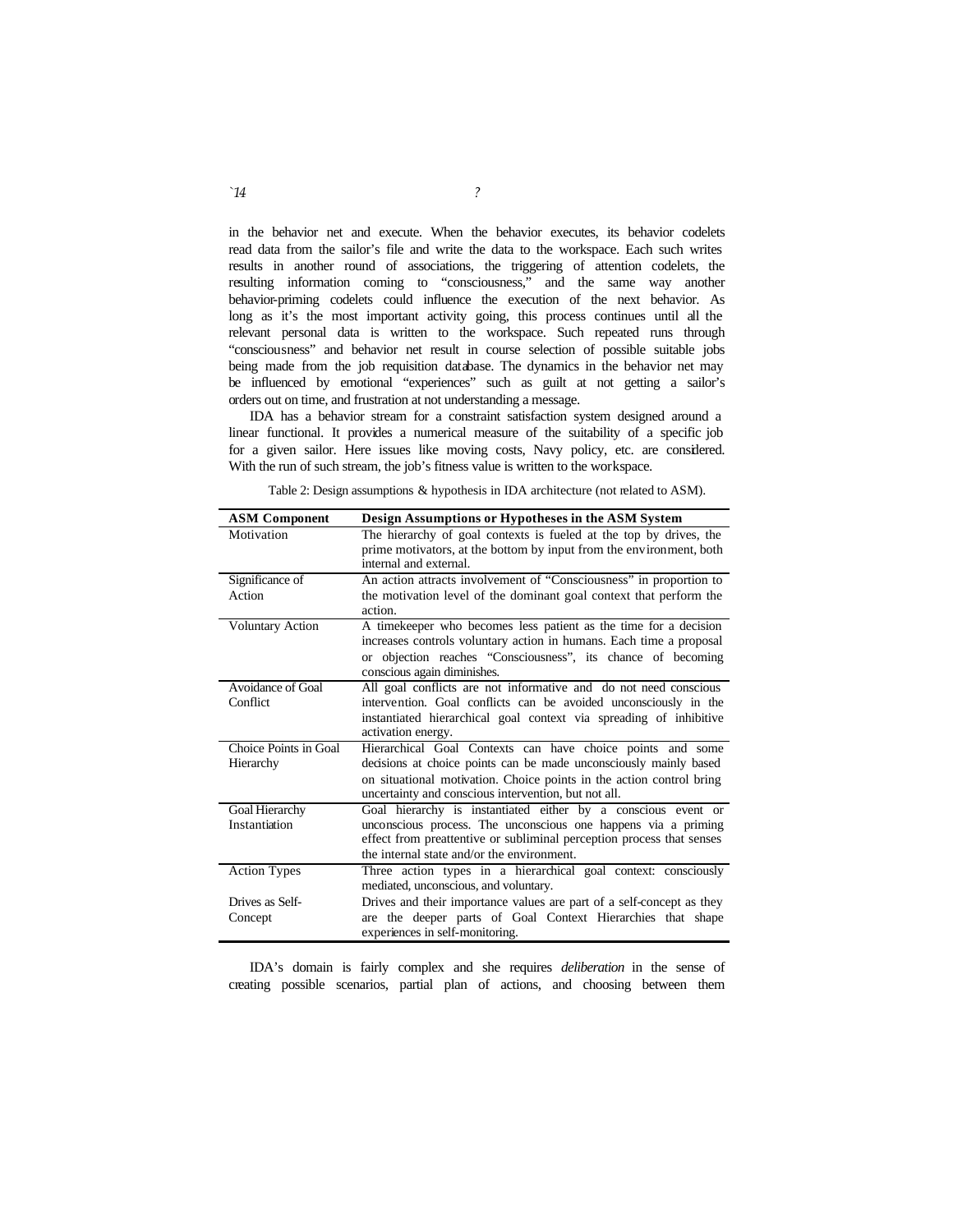in the behavior net and execute. When the behavior executes, its behavior codelets read data from the sailor's file and write the data to the workspace. Each such writes results in another round of associations, the triggering of attention codelets, the resulting information coming to "consciousness," and the same way another behavior-priming codelets could influence the execution of the next behavior. As long as it's the most important activity going, this process continues until all the relevant personal data is written to the workspace. Such repeated runs through "consciousness" and behavior net result in course selection of possible suitable jobs being made from the job requisition database. The dynamics in the behavior net may be influenced by emotional "experiences" such as guilt at not getting a sailor's orders out on time, and frustration at not understanding a message.

IDA has a behavior stream for a constraint satisfaction system designed around a linear functional. It provides a numerical measure of the suitability of a specific job for a given sailor. Here issues like moving costs, Navy policy, etc. are considered. With the run of such stream, the job's fitness value is written to the workspace.

Table 2: Design assumptions & hypothesis in IDA architecture (not related to ASM).

| ASM Component | Design Assumptions or Hypotheses in the ASM System |
|---|---|
| Motivation | The hierarchy of goal contexts is fueled at the top by drives, the prime motivators, at the bottom by input from the environment, both internal and external. |
| Significance of Action | An action attracts involvement of "Consciousness" in proportion to the motivation level of the dominant goal context that perform the action. |
| Voluntary Action | A timekeeper who becomes less patient as the time for a decision increases controls voluntary action in humans. Each time a proposal or objection reaches "Consciousness", its chance of becoming conscious again diminishes. |
| Avoidance of Goal Conflict | All goal conflicts are not informative and do not need conscious intervention. Goal conflicts can be avoided unconsciously in the instantiated hierarchical goal context via spreading of inhibitive activation energy. |
| Choice Points in Goal Hierarchy | Hierarchical Goal Contexts can have choice points and some decisions at choice points can be made unconsciously mainly based on situational motivation. Choice points in the action control bring uncertainty and conscious intervention, but not all. |
| Goal Hierarchy Instantiation | Goal hierarchy is instantiated either by a conscious event or unconscious process. The unconscious one happens via a priming effect from preattentive or subliminal perception process that senses the internal state and/or the environment. |
| Action Types | Three action types in a hierarchical goal context: consciously mediated, unconscious, and voluntary. |
| Drives as Self-Concept | Drives and their importance values are part of a self-concept as they are the deeper parts of Goal Context Hierarchies that shape experiences in self-monitoring. |

IDA's domain is fairly complex and she requires *deliberation* in the sense of creating possible scenarios, partial plan of actions, and choosing between them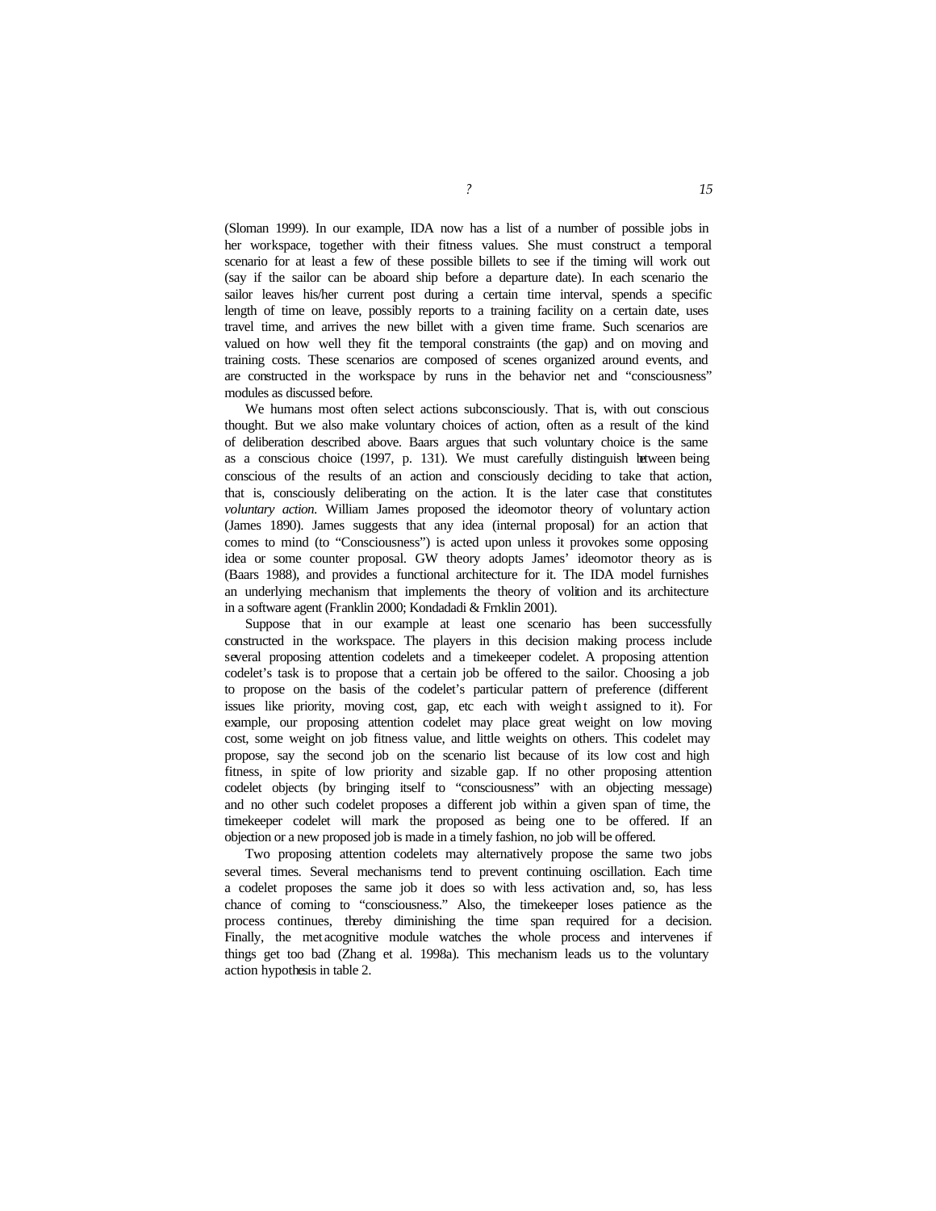(Sloman 1999). In our example, IDA now has a list of a number of possible jobs in her workspace, together with their fitness values. She must construct a temporal scenario for at least a few of these possible billets to see if the timing will work out (say if the sailor can be aboard ship before a departure date). In each scenario the sailor leaves his/her current post during a certain time interval, spends a specific length of time on leave, possibly reports to a training facility on a certain date, uses travel time, and arrives the new billet with a given time frame. Such scenarios are valued on how well they fit the temporal constraints (the gap) and on moving and training costs. These scenarios are composed of scenes organized around events, and are constructed in the workspace by runs in the behavior net and "consciousness" modules as discussed before.

We humans most often select actions subconsciously. That is, with out conscious thought. But we also make voluntary choices of action, often as a result of the kind of deliberation described above. Baars argues that such voluntary choice is the same as a conscious choice (1997, p. 131). We must carefully distinguish between being conscious of the results of an action and consciously deciding to take that action, that is, consciously deliberating on the action. It is the later case that constitutes *voluntary action*. William James proposed the ideomotor theory of voluntary action (James 1890). James suggests that any idea (internal proposal) for an action that comes to mind (to "Consciousness") is acted upon unless it provokes some opposing idea or some counter proposal. GW theory adopts James' ideomotor theory as is (Baars 1988), and provides a functional architecture for it. The IDA model furnishes an underlying mechanism that implements the theory of volition and its architecture in a software agent (Franklin 2000; Kondadadi & Frnklin 2001).

Suppose that in our example at least one scenario has been successfully constructed in the workspace. The players in this decision making process include several proposing attention codelets and a timekeeper codelet. A proposing attention codelet's task is to propose that a certain job be offered to the sailor. Choosing a job to propose on the basis of the codelet's particular pattern of preference (different issues like priority, moving cost, gap, etc each with weight assigned to it). For example, our proposing attention codelet may place great weight on low moving cost, some weight on job fitness value, and little weights on others. This codelet may propose, say the second job on the scenario list because of its low cost and high fitness, in spite of low priority and sizable gap. If no other proposing attention codelet objects (by bringing itself to "consciousness" with an objecting message) and no other such codelet proposes a different job within a given span of time, the timekeeper codelet will mark the proposed as being one to be offered. If an objection or a new proposed job is made in a timely fashion, no job will be offered.

Two proposing attention codelets may alternatively propose the same two jobs several times. Several mechanisms tend to prevent continuing oscillation. Each time a codelet proposes the same job it does so with less activation and, so, has less chance of coming to "consciousness." Also, the timekeeper loses patience as the process continues, thereby diminishing the time span required for a decision. Finally, the metacognitive module watches the whole process and intervenes if things get too bad (Zhang et al. 1998a). This mechanism leads us to the voluntary action hypothesis in table 2.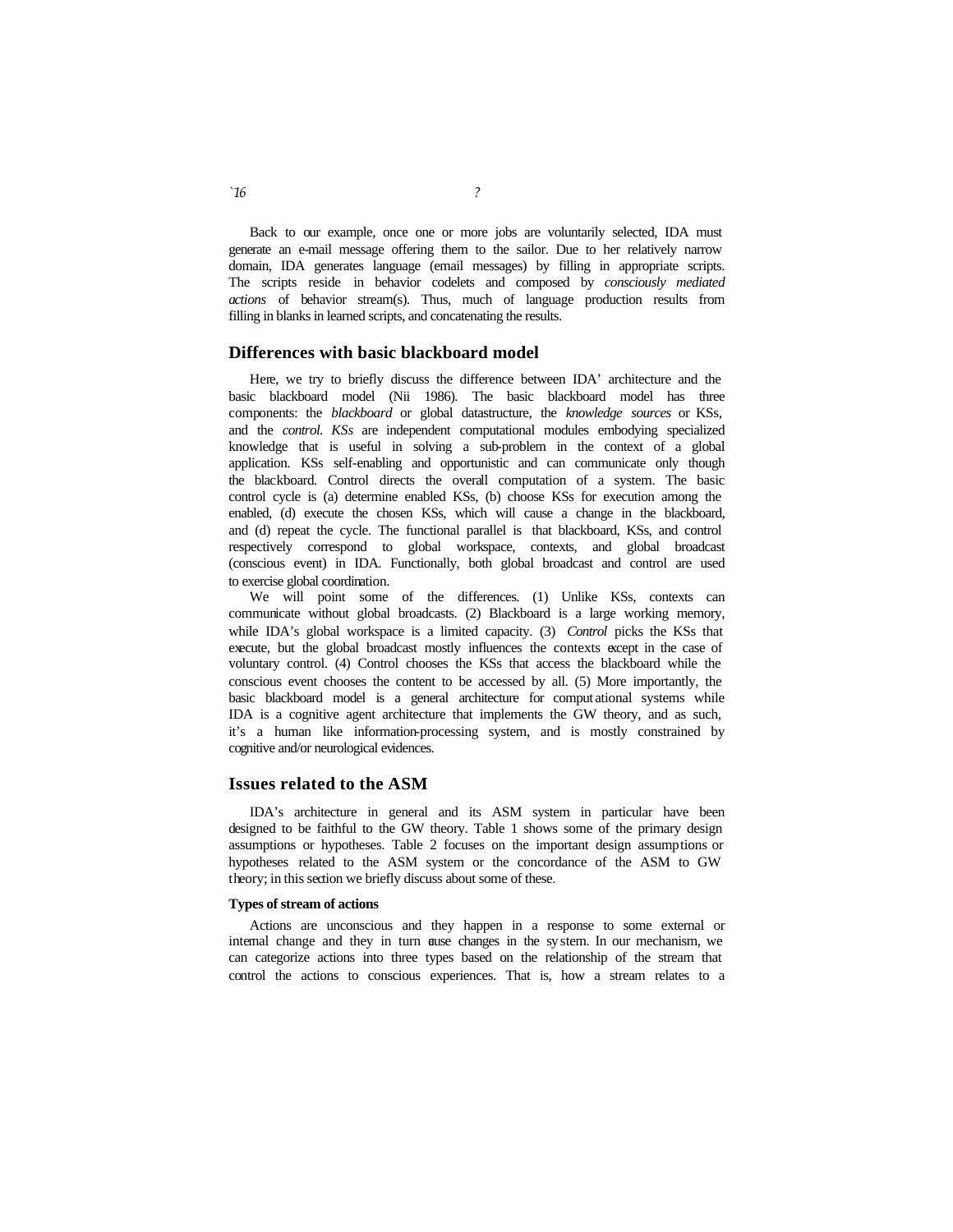Back to our example, once one or more jobs are voluntarily selected, IDA must generate an e-mail message offering them to the sailor. Due to her relatively narrow domain, IDA generates language (email messages) by filling in appropriate scripts. The scripts reside in behavior codelets and composed by *consciously mediated actions* of behavior stream(s). Thus, much of language production results from filling in blanks in learned scripts, and concatenating the results.

## Differences with basic blackboard model

Here, we try to briefly discuss the difference between IDA' architecture and the basic blackboard model (Nii 1986). The basic blackboard model has three components: the *blackboard* or global datastructure, the *knowledge sources* or KSs, and the *control*. *KSs* are independent computational modules embodying specialized knowledge that is useful in solving a sub-problem in the context of a global application. KSs self-enabling and opportunistic and can communicate only though the blackboard. Control directs the overall computation of a system. The basic control cycle is (a) determine enabled KSs, (b) choose KSs for execution among the enabled, (d) execute the chosen KSs, which will cause a change in the blackboard, and (d) repeat the cycle. The functional parallel is that blackboard, KSs, and control respectively correspond to global workspace, contexts, and global broadcast (conscious event) in IDA. Functionally, both global broadcast and control are used to exercise global coordination.

We will point some of the differences. (1) Unlike KSs, contexts can communicate without global broadcasts. (2) Blackboard is a large working memory, while IDA's global workspace is a limited capacity. (3) *Control* picks the KSs that execute, but the global broadcast mostly influences the contexts except in the case of voluntary control. (4) Control chooses the KSs that access the blackboard while the conscious event chooses the content to be accessed by all. (5) More importantly, the basic blackboard model is a general architecture for computational systems while IDA is a cognitive agent architecture that implements the GW theory, and as such, it's a human like information-processing system, and is mostly constrained by cognitive and/or neurological evidences.

## Issues related to the ASM

IDA's architecture in general and its ASM system in particular have been designed to be faithful to the GW theory. Table 1 shows some of the primary design assumptions or hypotheses. Table 2 focuses on the important design assumptions or hypotheses related to the ASM system or the concordance of the ASM to GW theory; in this section we briefly discuss about some of these.

### Types of stream of actions

Actions are unconscious and they happen in a response to some external or internal change and they in turn cause changes in the system. In our mechanism, we can categorize actions into three types based on the relationship of the stream that control the actions to conscious experiences. That is, how a stream relates to a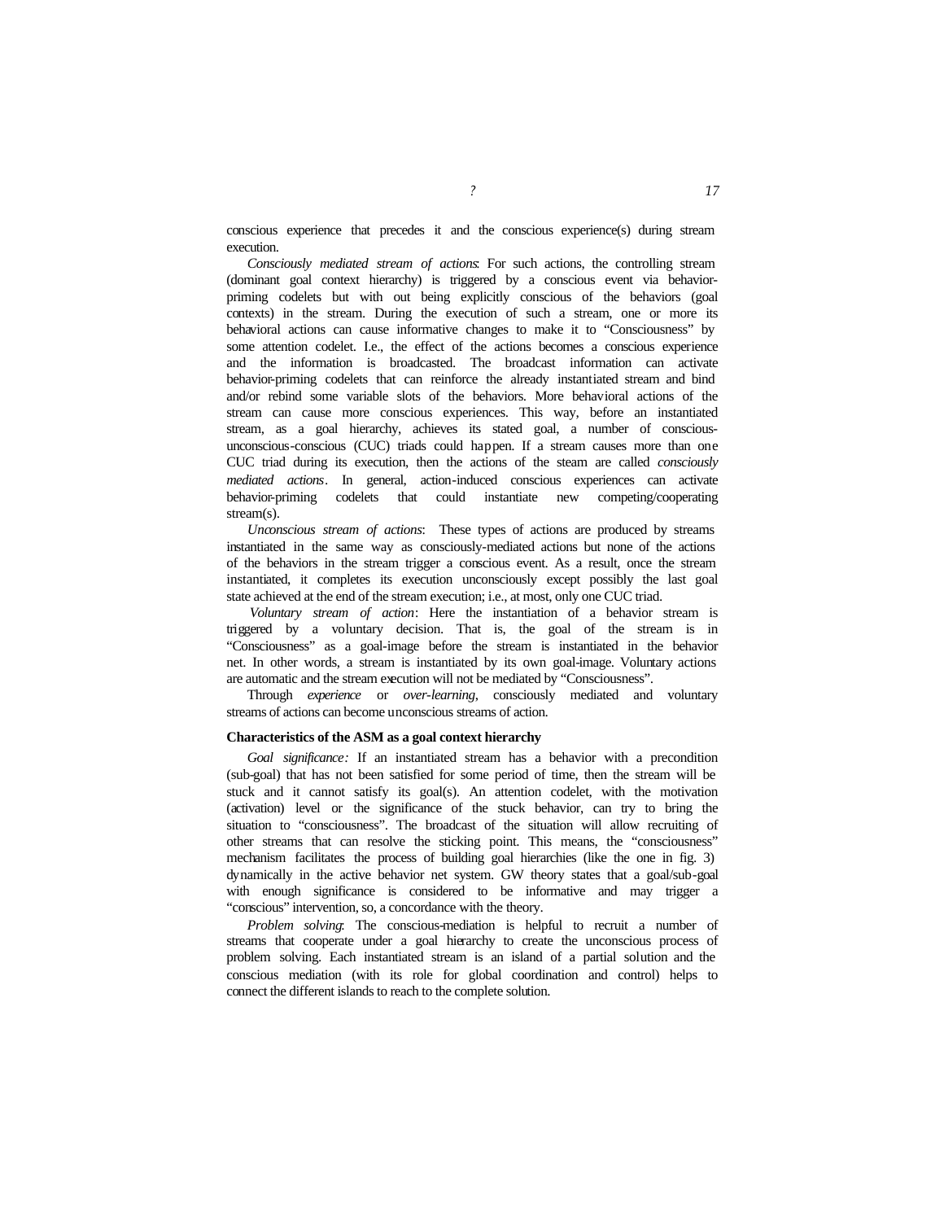conscious experience that precedes it and the conscious experience(s) during stream execution.

*Consciously mediated stream of actions*: For such actions, the controlling stream (dominant goal context hierarchy) is triggered by a conscious event via behavior-priming codelets but with out being explicitly conscious of the behaviors (goal contexts) in the stream. During the execution of such a stream, one or more its behavioral actions can cause informative changes to make it to "Consciousness" by some attention codelet. I.e., the effect of the actions becomes a conscious experience and the information is broadcasted. The broadcast information can activate behavior-priming codelets that can reinforce the already instantiated stream and bind and/or rebind some variable slots of the behaviors. More behavioral actions of the stream can cause more conscious experiences. This way, before an instantiated stream, as a goal hierarchy, achieves its stated goal, a number of conscious-unconscious-conscious (CUC) triads could happen. If a stream causes more than one CUC triad during its execution, then the actions of the steam are called *consciously mediated actions*. In general, action-induced conscious experiences can activate behavior-priming codelets that could instantiate new competing/cooperating stream(s).

*Unconscious stream of actions*: These types of actions are produced by streams instantiated in the same way as consciously-mediated actions but none of the actions of the behaviors in the stream trigger a conscious event. As a result, once the stream instantiated, it completes its execution unconsciously except possibly the last goal state achieved at the end of the stream execution; i.e., at most, only one CUC triad.

*Voluntary stream of action*: Here the instantiation of a behavior stream is triggered by a voluntary decision. That is, the goal of the stream is in "Consciousness" as a goal-image before the stream is instantiated in the behavior net. In other words, a stream is instantiated by its own goal-image. Voluntary actions are automatic and the stream execution will not be mediated by "Consciousness".

Through *experience* or *over-learning*, consciously mediated and voluntary streams of actions can become unconscious streams of action.

**Characteristics of the ASM as a goal context hierarchy**

*Goal significance:* If an instantiated stream has a behavior with a precondition (sub-goal) that has not been satisfied for some period of time, then the stream will be stuck and it cannot satisfy its goal(s). An attention codelet, with the motivation (activation) level or the significance of the stuck behavior, can try to bring the situation to "consciousness". The broadcast of the situation will allow recruiting of other streams that can resolve the sticking point. This means, the "consciousness" mechanism facilitates the process of building goal hierarchies (like the one in fig. 3) dynamically in the active behavior net system. GW theory states that a goal/sub-goal with enough significance is considered to be informative and may trigger a "conscious" intervention, so, a concordance with the theory.

*Problem solving*: The conscious-mediation is helpful to recruit a number of streams that cooperate under a goal hierarchy to create the unconscious process of problem solving. Each instantiated stream is an island of a partial solution and the conscious mediation (with its role for global coordination and control) helps to connect the different islands to reach to the complete solution.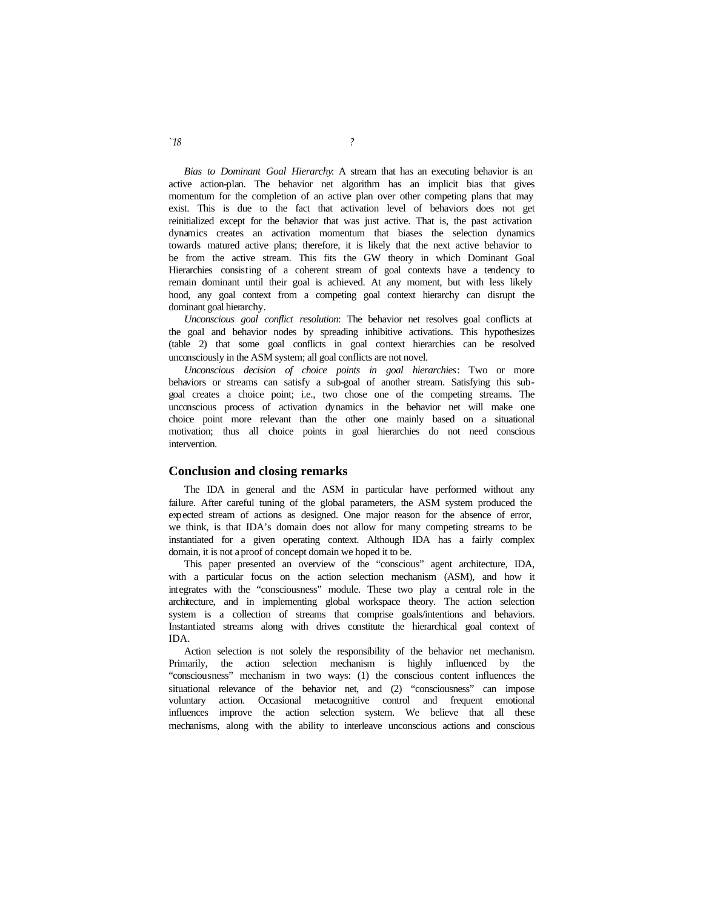*Bias to Dominant Goal Hierarchy*: A stream that has an executing behavior is an active action-plan. The behavior net algorithm has an implicit bias that gives momentum for the completion of an active plan over other competing plans that may exist. This is due to the fact that activation level of behaviors does not get reinitialized except for the behavior that was just active. That is, the past activation dynamics creates an activation momentum that biases the selection dynamics towards matured active plans; therefore, it is likely that the next active behavior to be from the active stream. This fits the GW theory in which Dominant Goal Hierarchies consisting of a coherent stream of goal contexts have a tendency to remain dominant until their goal is achieved. At any moment, but with less likely hood, any goal context from a competing goal context hierarchy can disrupt the dominant goal hierarchy.

*Unconscious goal conflict resolution*: The behavior net resolves goal conflicts at the goal and behavior nodes by spreading inhibitive activations. This hypothesizes (table 2) that some goal conflicts in goal context hierarchies can be resolved unconsciously in the ASM system; all goal conflicts are not novel.

*Unconscious decision of choice points in goal hierarchies*: Two or more behaviors or streams can satisfy a sub-goal of another stream. Satisfying this sub-goal creates a choice point; i.e., two chose one of the competing streams. The unconscious process of activation dynamics in the behavior net will make one choice point more relevant than the other one mainly based on a situational motivation; thus all choice points in goal hierarchies do not need conscious intervention.

## Conclusion and closing remarks

The IDA in general and the ASM in particular have performed without any failure. After careful tuning of the global parameters, the ASM system produced the expected stream of actions as designed. One major reason for the absence of error, we think, is that IDA's domain does not allow for many competing streams to be instantiated for a given operating context. Although IDA has a fairly complex domain, it is not a proof of concept domain we hoped it to be.

This paper presented an overview of the "conscious" agent architecture, IDA, with a particular focus on the action selection mechanism (ASM), and how it integrates with the "consciousness" module. These two play a central role in the architecture, and in implementing global workspace theory. The action selection system is a collection of streams that comprise goals/intentions and behaviors. Instantiated streams along with drives constitute the hierarchical goal context of IDA.

Action selection is not solely the responsibility of the behavior net mechanism. Primarily, the action selection mechanism is highly influenced by the "consciousness" mechanism in two ways: (1) the conscious content influences the situational relevance of the behavior net, and (2) "consciousness" can impose voluntary action. Occasional metacognitive control and frequent emotional influences improve the action selection system. We believe that all these mechanisms, along with the ability to interleave unconscious actions and conscious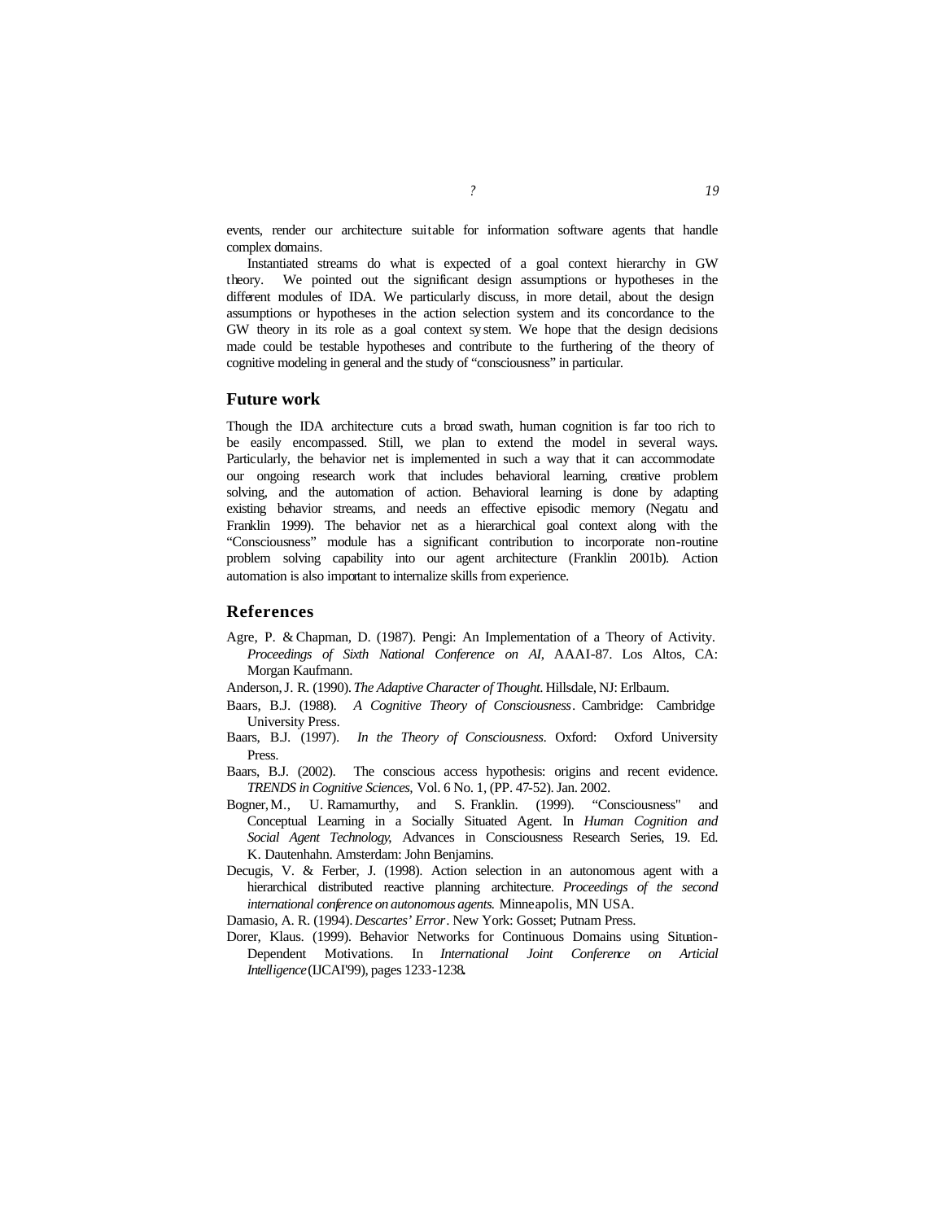events, render our architecture suitable for information software agents that handle complex domains.

Instantiated streams do what is expected of a goal context hierarchy in GW theory. We pointed out the significant design assumptions or hypotheses in the different modules of IDA. We particularly discuss, in more detail, about the design assumptions or hypotheses in the action selection system and its concordance to the GW theory in its role as a goal context system. We hope that the design decisions made could be testable hypotheses and contribute to the furthering of the theory of cognitive modeling in general and the study of "consciousness" in particular.

## Future work

Though the IDA architecture cuts a broad swath, human cognition is far too rich to be easily encompassed. Still, we plan to extend the model in several ways. Particularly, the behavior net is implemented in such a way that it can accommodate our ongoing research work that includes behavioral learning, creative problem solving, and the automation of action. Behavioral learning is done by adapting existing behavior streams, and needs an effective episodic memory (Negatu and Franklin 1999). The behavior net as a hierarchical goal context along with the "Consciousness" module has a significant contribution to incorporate non-routine problem solving capability into our agent architecture (Franklin 2001b). Action automation is also important to internalize skills from experience.

## References

Agre, P. & Chapman, D. (1987). Pengi: An Implementation of a Theory of Activity. *Proceedings of Sixth National Conference on AI,* AAAI-87. Los Altos, CA: Morgan Kaufmann.

Anderson, J. R. (1990). *The Adaptive Character of Thought*. Hillsdale, NJ: Erlbaum.

Baars, B.J. (1988). *A Cognitive Theory of Consciousness*. Cambridge: Cambridge University Press.

Baars, B.J. (1997). *In the Theory of Consciousness*. Oxford: Oxford University Press.

Baars, B.J. (2002). The conscious access hypothesis: origins and recent evidence. *TRENDS in Cognitive Sciences,* Vol. 6 No. 1, (PP. 47-52). Jan. 2002.

Bogner, M., U. Ramamurthy, and S. Franklin. (1999). "Consciousness" and Conceptual Learning in a Socially Situated Agent. In *Human Cognition and Social Agent Technology,* Advances in Consciousness Research Series, 19. Ed. K. Dautenhahn. Amsterdam: John Benjamins.

Decugis, V. & Ferber, J. (1998). Action selection in an autonomous agent with a hierarchical distributed reactive planning architecture. *Proceedings of the second international conference on autonomous agents.* Minneapolis, MN USA.

Damasio, A. R. (1994). *Descartes' Error*. New York: Gosset; Putnam Press.

Dorer, Klaus. (1999). Behavior Networks for Continuous Domains using Situation-Dependent Motivations. In *International Joint Conference on Articial Intelligence* (IJCAI'99), pages 1233-1238.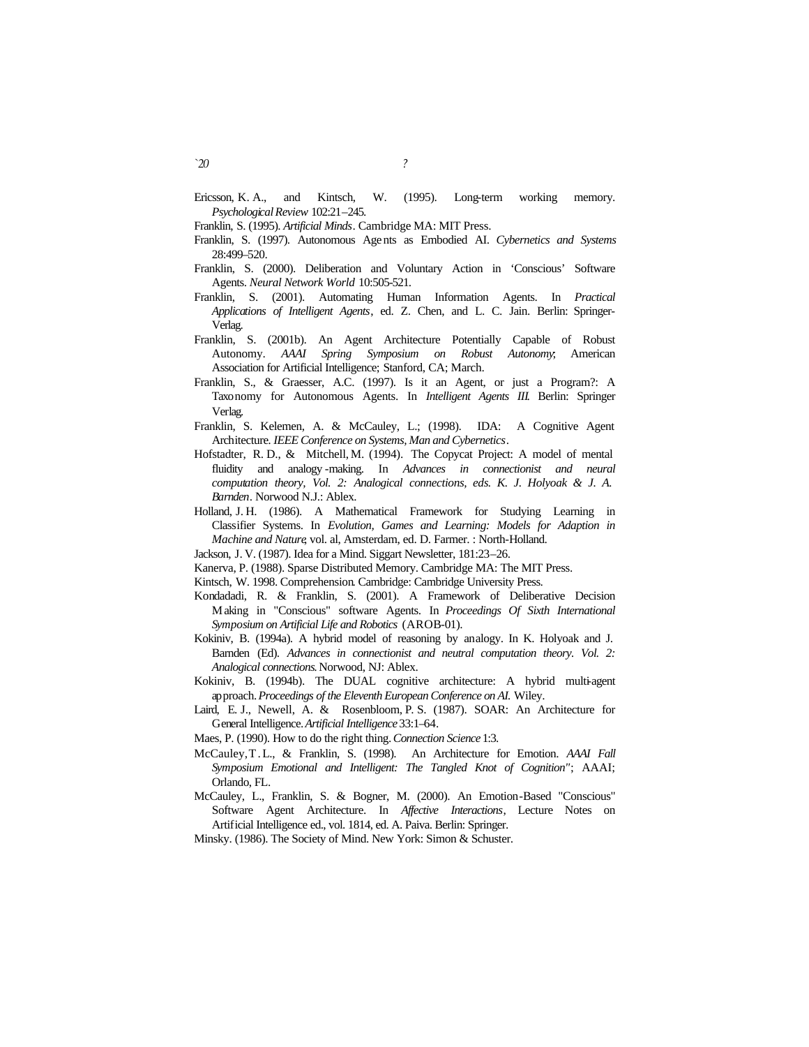Ericsson, K. A., and Kintsch, W. (1995). Long-term working memory. *Psychological Review* 102:21–245.

Franklin, S. (1995). *Artificial Minds*. Cambridge MA: MIT Press.

Franklin, S. (1997). Autonomous Agents as Embodied AI. *Cybernetics and Systems* 28:499–520.

Franklin, S. (2000). Deliberation and Voluntary Action in 'Conscious' Software Agents. *Neural Network World* 10:505-521.

Franklin, S. (2001). Automating Human Information Agents. In *Practical Applications of Intelligent Agents*, ed. Z. Chen, and L. C. Jain. Berlin: Springer-Verlag.

Franklin, S. (2001b). An Agent Architecture Potentially Capable of Robust Autonomy. *AAAI Spring Symposium on Robust Autonomy*; American Association for Artificial Intelligence; Stanford, CA; March.

Franklin, S., & Graesser, A.C. (1997). Is it an Agent, or just a Program?: A Taxonomy for Autonomous Agents. In *Intelligent Agents III*. Berlin: Springer Verlag.

Franklin, S. Kelemen, A. & McCauley, L.; (1998). IDA: A Cognitive Agent Architecture. *IEEE Conference on Systems, Man and Cybernetics*.

Hofstadter, R. D., & Mitchell, M. (1994). The Copycat Project: A model of mental fluidity and analogy-making. In *Advances in connectionist and neural computation theory, Vol. 2: Analogical connections, eds. K. J. Holyoak & J. A. Barnden*. Norwood N.J.: Ablex.

Holland, J. H. (1986). A Mathematical Framework for Studying Learning in Classifier Systems. In *Evolution, Games and Learning: Models for Adaption in Machine and Nature*, vol. al, Amsterdam, ed. D. Farmer. : North-Holland.

Jackson, J. V. (1987). Idea for a Mind. Siggart Newsletter, 181:23–26.

Kanerva, P. (1988). Sparse Distributed Memory. Cambridge MA: The MIT Press.

Kintsch, W. 1998. Comprehension. Cambridge: Cambridge University Press.

Kondadadi, R. & Franklin, S. (2001). A Framework of Deliberative Decision Making in "Conscious" software Agents. In *Proceedings Of Sixth International Symposium on Artificial Life and Robotics* (AROB-01).

Kokiniv, B. (1994a). A hybrid model of reasoning by analogy. In K. Holyoak and J. Barnden (Ed). *Advances in connectionist and neutral computation theory. Vol. 2: Analogical connections*. Norwood, NJ: Ablex.

Kokiniv, B. (1994b). The DUAL cognitive architecture: A hybrid multi-agent approach. *Proceedings of the Eleventh European Conference on AI.* Wiley.

Laird, E. J., Newell, A. & Rosenbloom, P. S. (1987). SOAR: An Architecture for General Intelligence. *Artificial Intelligence* 33:1–64.

Maes, P. (1990). How to do the right thing. *Connection Science* 1:3.

McCauley, T. L., & Franklin, S. (1998). An Architecture for Emotion. *AAAI Fall Symposium Emotional and Intelligent: The Tangled Knot of Cognition"*; AAAI; Orlando, FL.

McCauley, L., Franklin, S. & Bogner, M. (2000). An Emotion-Based "Conscious" Software Agent Architecture. In *Affective Interactions*, Lecture Notes on Artificial Intelligence ed., vol. 1814, ed. A. Paiva. Berlin: Springer.

Minsky. (1986). The Society of Mind. New York: Simon & Schuster.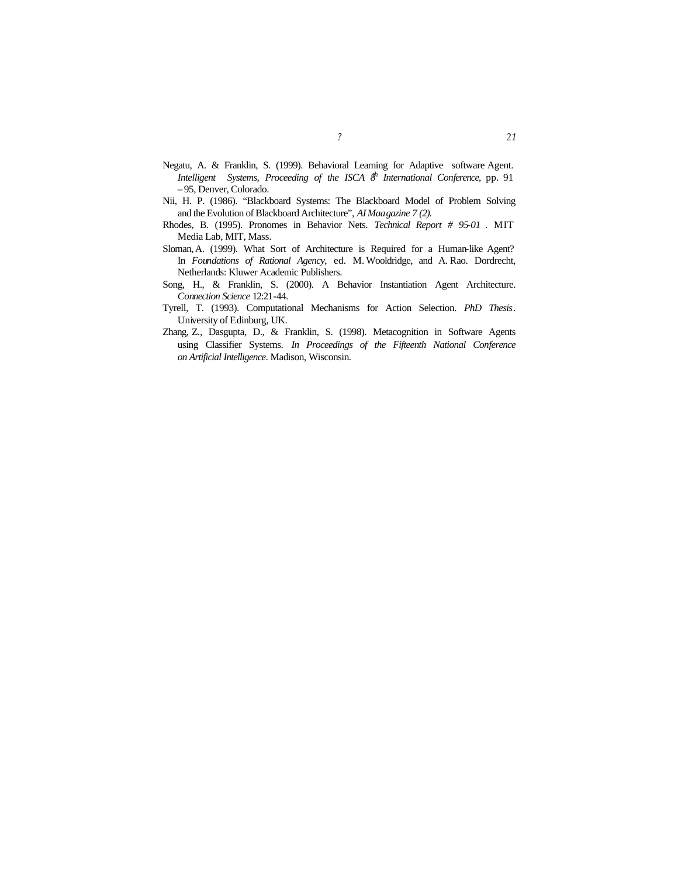Negatu, A. & Franklin, S. (1999). Behavioral Learning for Adaptive software Agent. *Intelligent Systems, Proceeding of the ISCA 8th International Conference,* pp. 91 – 95, Denver, Colorado.

Nii, H. P. (1986). "Blackboard Systems: The Blackboard Model of Problem Solving and the Evolution of Blackboard Architecture", *AI Maagazine 7 (2).*

Rhodes, B. (1995). Pronomes in Behavior Nets. *Technical Report # 95-01* . MIT Media Lab, MIT, Mass.

Sloman, A. (1999). What Sort of Architecture is Required for a Human-like Agent? In *Foundations of Rational Agency*, ed. M. Wooldridge, and A. Rao. Dordrecht, Netherlands: Kluwer Academic Publishers.

Song, H., & Franklin, S. (2000). A Behavior Instantiation Agent Architecture. *Connection Science* 12:21-44.

Tyrell, T. (1993). Computational Mechanisms for Action Selection. *PhD Thesis*. University of Edinburg, UK.

Zhang, Z., Dasgupta, D., & Franklin, S. (1998). Metacognition in Software Agents using Classifier Systems. *In Proceedings of the Fifteenth National Conference on Artificial Intelligence*. Madison, Wisconsin.